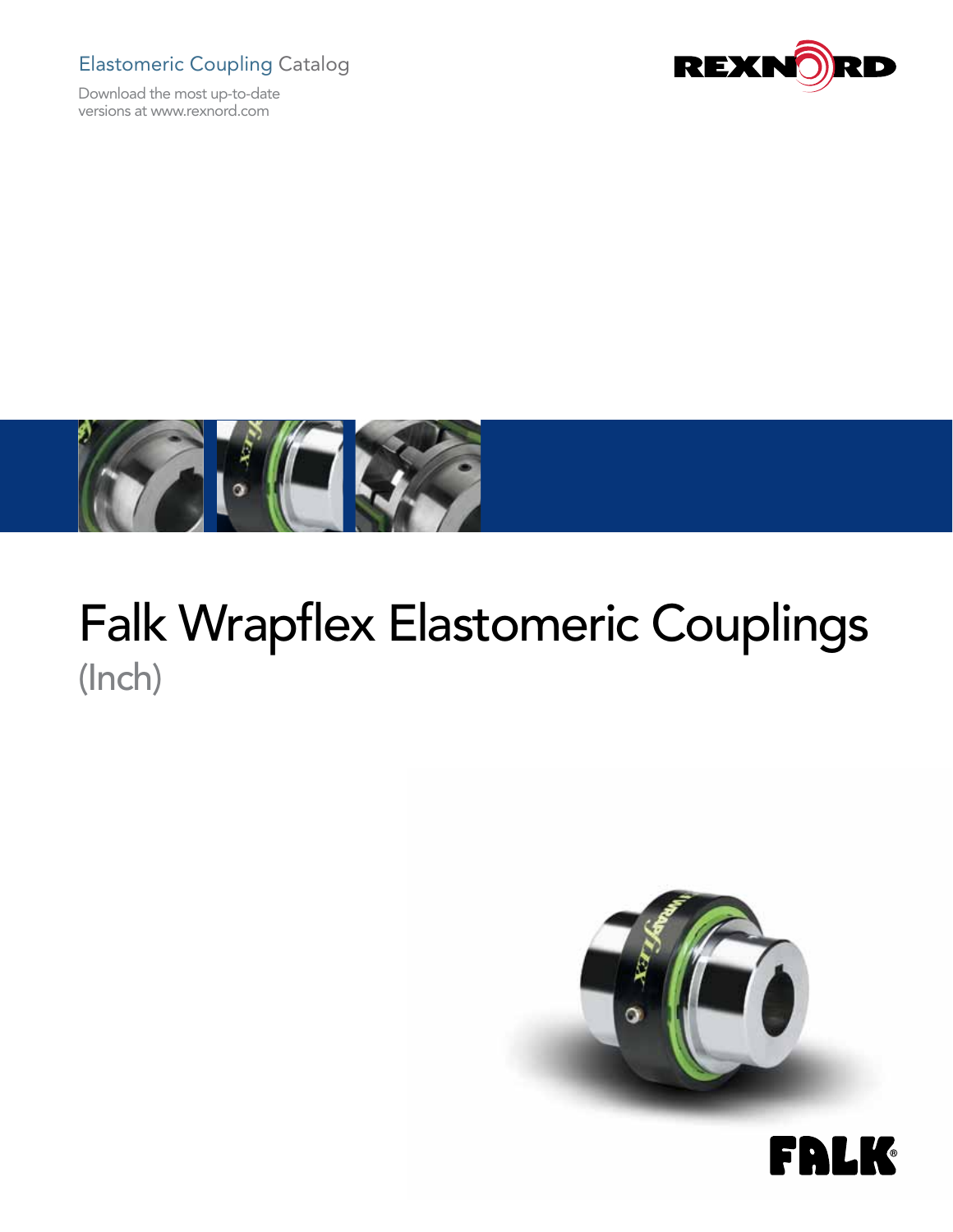Elastomeric Coupling Catalog

Download the most up-to-date versions at www.rexnord.com

REXNORD

# Falk Wrapflex Elastomeric Couplings

## (Inch)

FALK®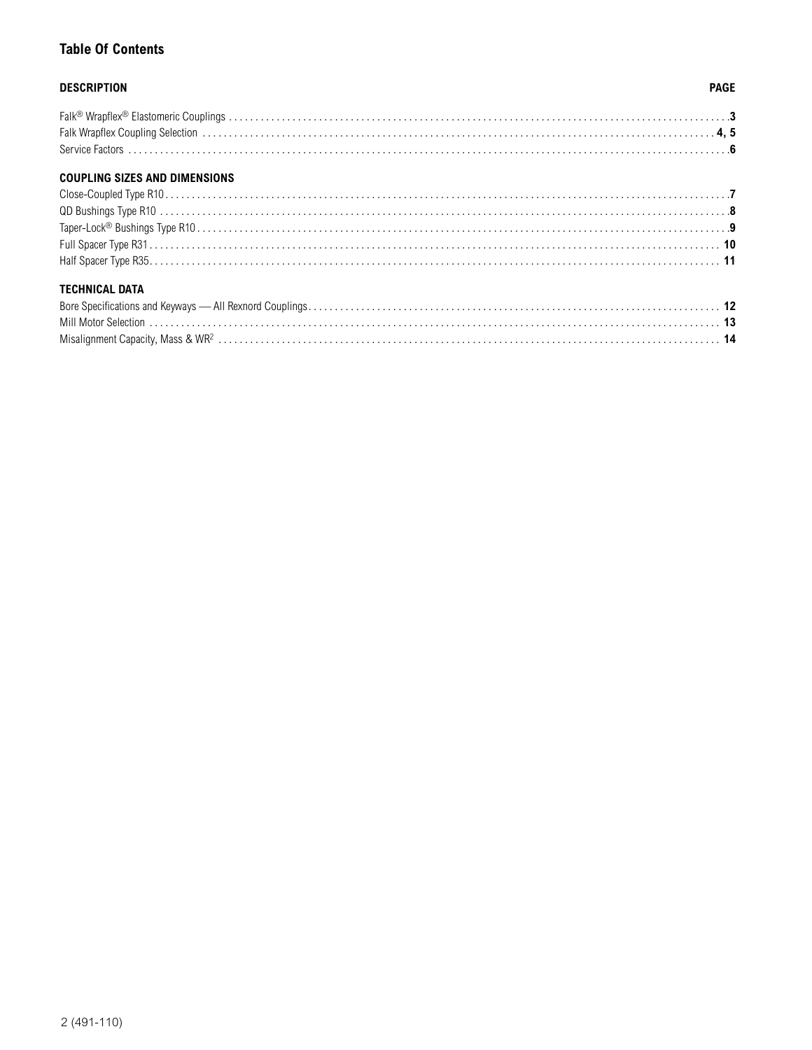## Table Of Contents

| DESCRIPTION | PAGE |
|---|---|
| Falk® Wrapflex® Elastomeric Couplings | **3** |
| Falk Wrapflex Coupling Selection | **4, 5** |
| Service Factors | **6** |
| **COUPLING SIZES AND DIMENSIONS** | |
| Close-Coupled Type R10 | **7** |
| QD Bushings Type R10 | **8** |
| Taper-Lock® Bushings Type R10 | **9** |
| Full Spacer Type R31 | **10** |
| Half Spacer Type R35 | **11** |
| **TECHNICAL DATA** | |
| Bore Specifications and Keyways — All Rexnord Couplings | **12** |
| Mill Motor Selection | **13** |
| Misalignment Capacity, Mass & $WR^2$ | **14** |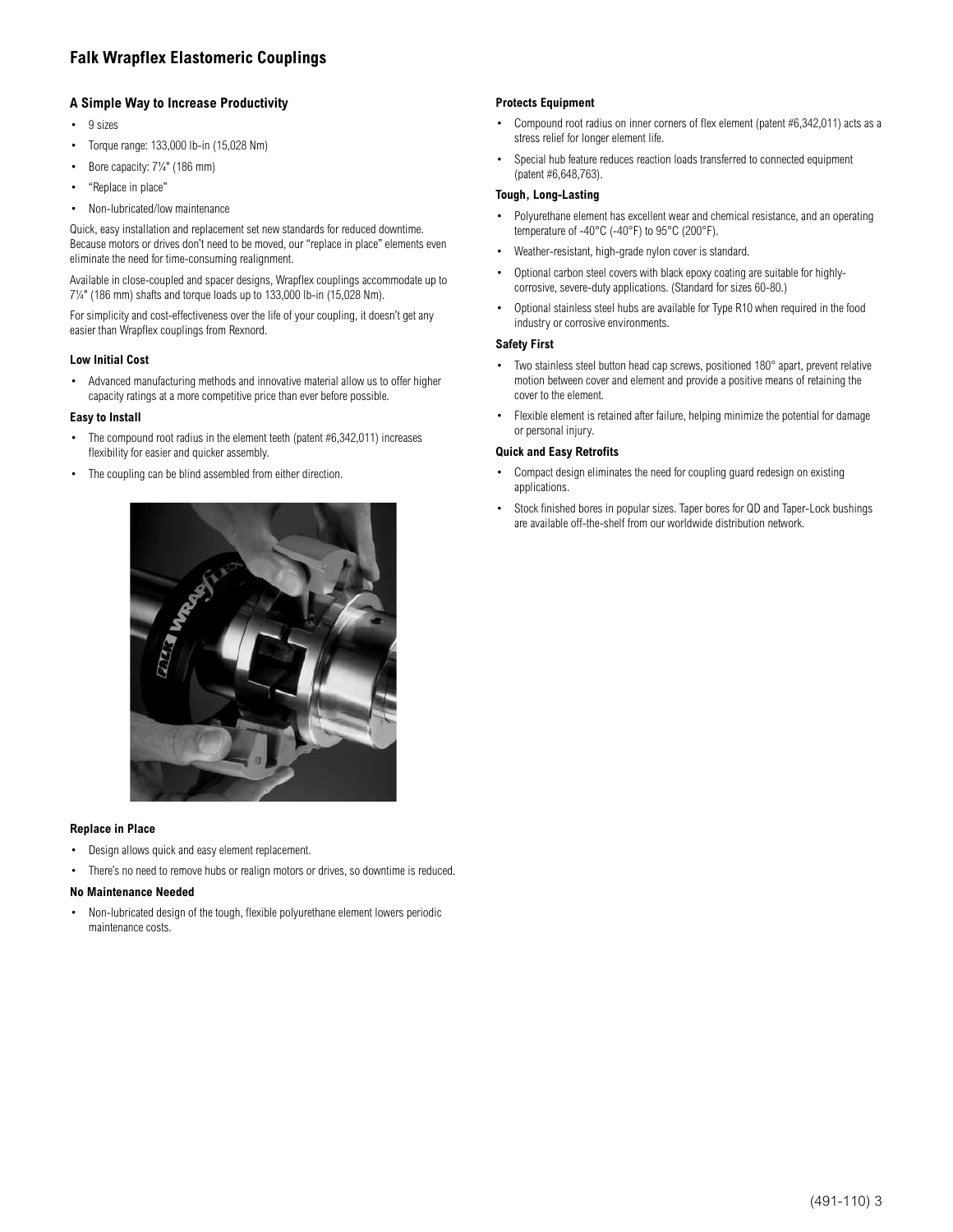# Falk Wrapflex Elastomeric Couplings

### A Simple Way to Increase Productivity

- 9 sizes
- Torque range: 133,000 lb-in (15,028 Nm)
- Bore capacity: 7¼" (186 mm)
- "Replace in place"
- Non-lubricated/low maintenance

Quick, easy installation and replacement set new standards for reduced downtime. Because motors or drives don't need to be moved, our "replace in place" elements even eliminate the need for time-consuming realignment.

Available in close-coupled and spacer designs, Wrapflex couplings accommodate up to 7¼" (186 mm) shafts and torque loads up to 133,000 lb-in (15,028 Nm).

For simplicity and cost-effectiveness over the life of your coupling, it doesn't get any easier than Wrapflex couplings from Rexnord.

#### Low Initial Cost

- Advanced manufacturing methods and innovative material allow us to offer higher capacity ratings at a more competitive price than ever before possible.

#### Easy to Install

- The compound root radius in the element teeth (patent #6,342,011) increases flexibility for easier and quicker assembly.
- The coupling can be blind assembled from either direction.

#### Replace in Place

- Design allows quick and easy element replacement.
- There's no need to remove hubs or realign motors or drives, so downtime is reduced.

#### No Maintenance Needed

- Non-lubricated design of the tough, flexible polyurethane element lowers periodic maintenance costs.

#### Protects Equipment

- Compound root radius on inner corners of flex element (patent #6,342,011) acts as a stress relief for longer element life.
- Special hub feature reduces reaction loads transferred to connected equipment (patent #6,648,763).

#### Tough, Long-Lasting

- Polyurethane element has excellent wear and chemical resistance, and an operating temperature of -40°C (-40°F) to 95°C (200°F).
- Weather-resistant, high-grade nylon cover is standard.
- Optional carbon steel covers with black epoxy coating are suitable for highly-corrosive, severe-duty applications. (Standard for sizes 60-80.)
- Optional stainless steel hubs are available for Type R10 when required in the food industry or corrosive environments.

#### Safety First

- Two stainless steel button head cap screws, positioned 180° apart, prevent relative motion between cover and element and provide a positive means of retaining the cover to the element.
- Flexible element is retained after failure, helping minimize the potential for damage or personal injury.

#### Quick and Easy Retrofits

- Compact design eliminates the need for coupling guard redesign on existing applications.
- Stock finished bores in popular sizes. Taper bores for QD and Taper-Lock bushings are available off-the-shelf from our worldwide distribution network.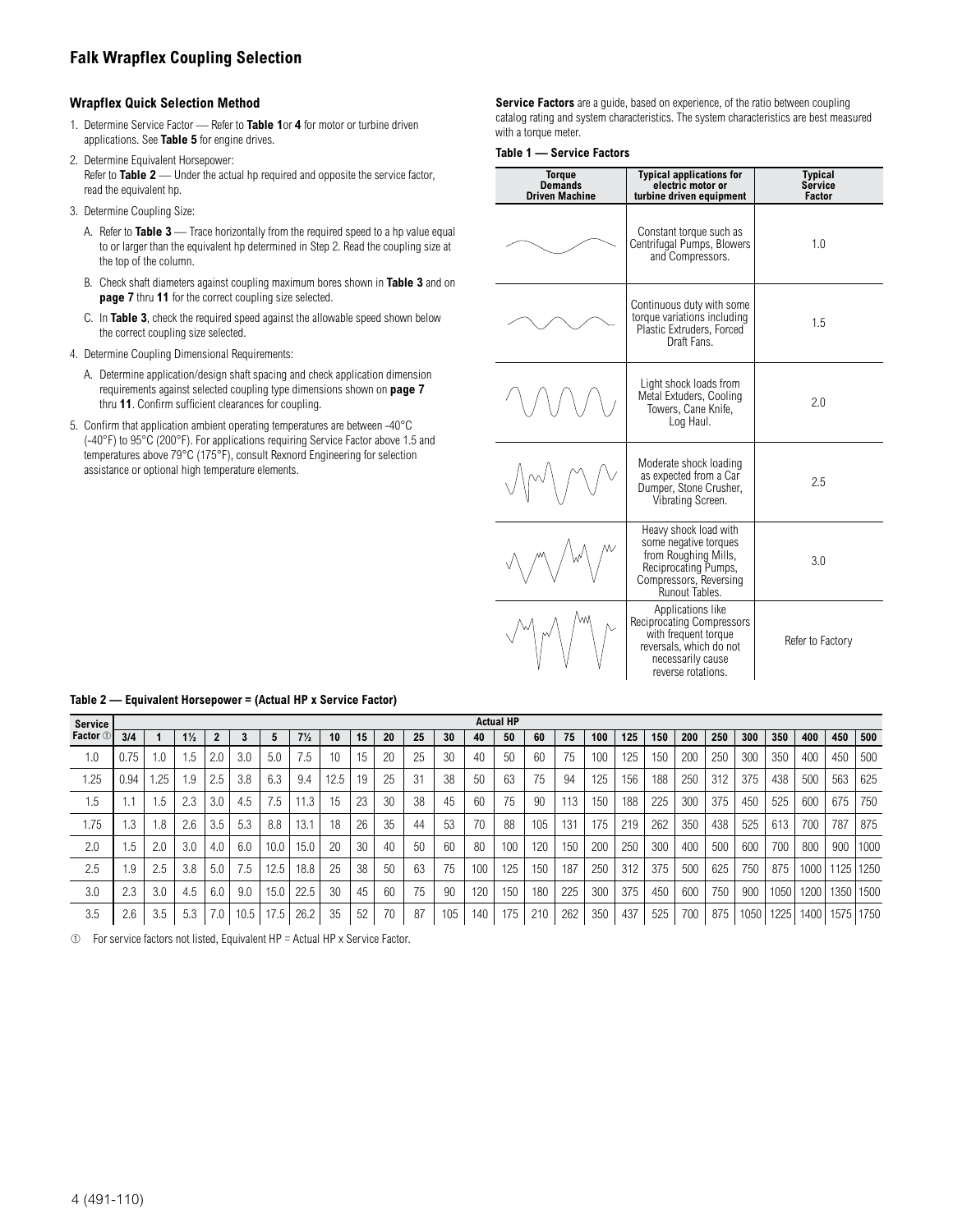# Falk Wrapflex Coupling Selection

### Wrapflex Quick Selection Method

1. Determine Service Factor — Refer to **Table 1** or **4** for motor or turbine driven applications. See **Table 5** for engine drives.
2. Determine Equivalent Horsepower:
   Refer to **Table 2** — Under the actual hp required and opposite the service factor, read the equivalent hp.
3. Determine Coupling Size:
   A. Refer to **Table 3** — Trace horizontally from the required speed to a hp value equal to or larger than the equivalent hp determined in Step 2. Read the coupling size at the top of the column.
   B. Check shaft diameters against coupling maximum bores shown in **Table 3** and on **page 7** thru **11** for the correct coupling size selected.
   C. In **Table 3**, check the required speed against the allowable speed shown below the correct coupling size selected.
4. Determine Coupling Dimensional Requirements:
   A. Determine application/design shaft spacing and check application dimension requirements against selected coupling type dimensions shown on **page 7** thru **11**. Confirm sufficient clearances for coupling.
5. Confirm that application ambient operating temperatures are between -40°C (-40°F) to 95°C (200°F). For applications requiring Service Factor above 1.5 and temperatures above 79°C (175°F), consult Rexnord Engineering for selection assistance or optional high temperature elements.

**Service Factors** are a guide, based on experience, of the ratio between coupling catalog rating and system characteristics. The system characteristics are best measured with a torque meter.

**Table 1 — Service Factors**

| Torque Demands Driven Machine | Typical applications for electric motor or turbine driven equipment | Typical Service Factor |
|---|---|---|
| | Constant torque such as Centrifugal Pumps, Blowers and Compressors. | 1.0 |
| | Continuous duty with some torque variations including Plastic Extruders, Forced Draft Fans. | 1.5 |
| | Light shock loads from Metal Extuders, Cooling Towers, Cane Knife, Log Haul. | 2.0 |
| | Moderate shock loading as expected from a Car Dumper, Stone Crusher, Vibrating Screen. | 2.5 |
| | Heavy shock load with some negative torques from Roughing Mills, Reciprocating Pumps, Compressors, Reversing Runout Tables. | 3.0 |
| | Applications like Reciprocating Compressors with frequent torque reversals, which do not necessarily cause reverse rotations. | Refer to Factory |

**Table 2 — Equivalent Horsepower = (Actual HP x Service Factor)**

| Service Factor ① | Actual HP | | | | | | | | | | | | | | | | | | | | | | | | | | |
|---|---|---|---|---|---|---|---|---|---|---|---|---|---|---|---|---|---|---|---|---|---|---|---|---|---|---|---|
| | 3/4 | 1 | 1½ | 2 | 3 | 5 | 7½ | 10 | 15 | 20 | 25 | 30 | 40 | 50 | 60 | 75 | 100 | 125 | 150 | 200 | 250 | 300 | 350 | 400 | 450 | 500 |
| 1.0 | 0.75 | 1.0 | 1.5 | 2.0 | 3.0 | 5.0 | 7.5 | 10 | 15 | 20 | 25 | 30 | 40 | 50 | 60 | 75 | 100 | 125 | 150 | 200 | 250 | 300 | 350 | 400 | 450 | 500 |
| 1.25 | 0.94 | 1.25 | 1.9 | 2.5 | 3.8 | 6.3 | 9.4 | 12.5 | 19 | 25 | 31 | 38 | 50 | 63 | 75 | 94 | 125 | 156 | 188 | 250 | 312 | 375 | 438 | 500 | 563 | 625 |
| 1.5 | 1.1 | 1.5 | 2.3 | 3.0 | 4.5 | 7.5 | 11.3 | 15 | 23 | 30 | 38 | 45 | 60 | 75 | 90 | 113 | 150 | 188 | 225 | 300 | 375 | 450 | 525 | 600 | 675 | 750 |
| 1.75 | 1.3 | 1.8 | 2.6 | 3.5 | 5.3 | 8.8 | 13.1 | 18 | 26 | 35 | 44 | 53 | 70 | 88 | 105 | 131 | 175 | 219 | 262 | 350 | 438 | 525 | 613 | 700 | 787 | 875 |
| 2.0 | 1.5 | 2.0 | 3.0 | 4.0 | 6.0 | 10.0 | 15.0 | 20 | 30 | 40 | 50 | 60 | 80 | 100 | 120 | 150 | 200 | 250 | 300 | 400 | 500 | 600 | 700 | 800 | 900 | 1000 |
| 2.5 | 1.9 | 2.5 | 3.8 | 5.0 | 7.5 | 12.5 | 18.8 | 25 | 38 | 50 | 63 | 75 | 100 | 125 | 150 | 187 | 250 | 312 | 375 | 500 | 625 | 750 | 875 | 1000 | 1125 | 1250 |
| 3.0 | 2.3 | 3.0 | 4.5 | 6.0 | 9.0 | 15.0 | 22.5 | 30 | 45 | 60 | 75 | 90 | 120 | 150 | 180 | 225 | 300 | 375 | 450 | 600 | 750 | 900 | 1050 | 1200 | 1350 | 1500 |
| 3.5 | 2.6 | 3.5 | 5.3 | 7.0 | 10.5 | 17.5 | 26.2 | 35 | 52 | 70 | 87 | 105 | 140 | 175 | 210 | 262 | 350 | 437 | 525 | 700 | 875 | 1050 | 1225 | 1400 | 1575 | 1750 |

① For service factors not listed, Equivalent HP = Actual HP x Service Factor.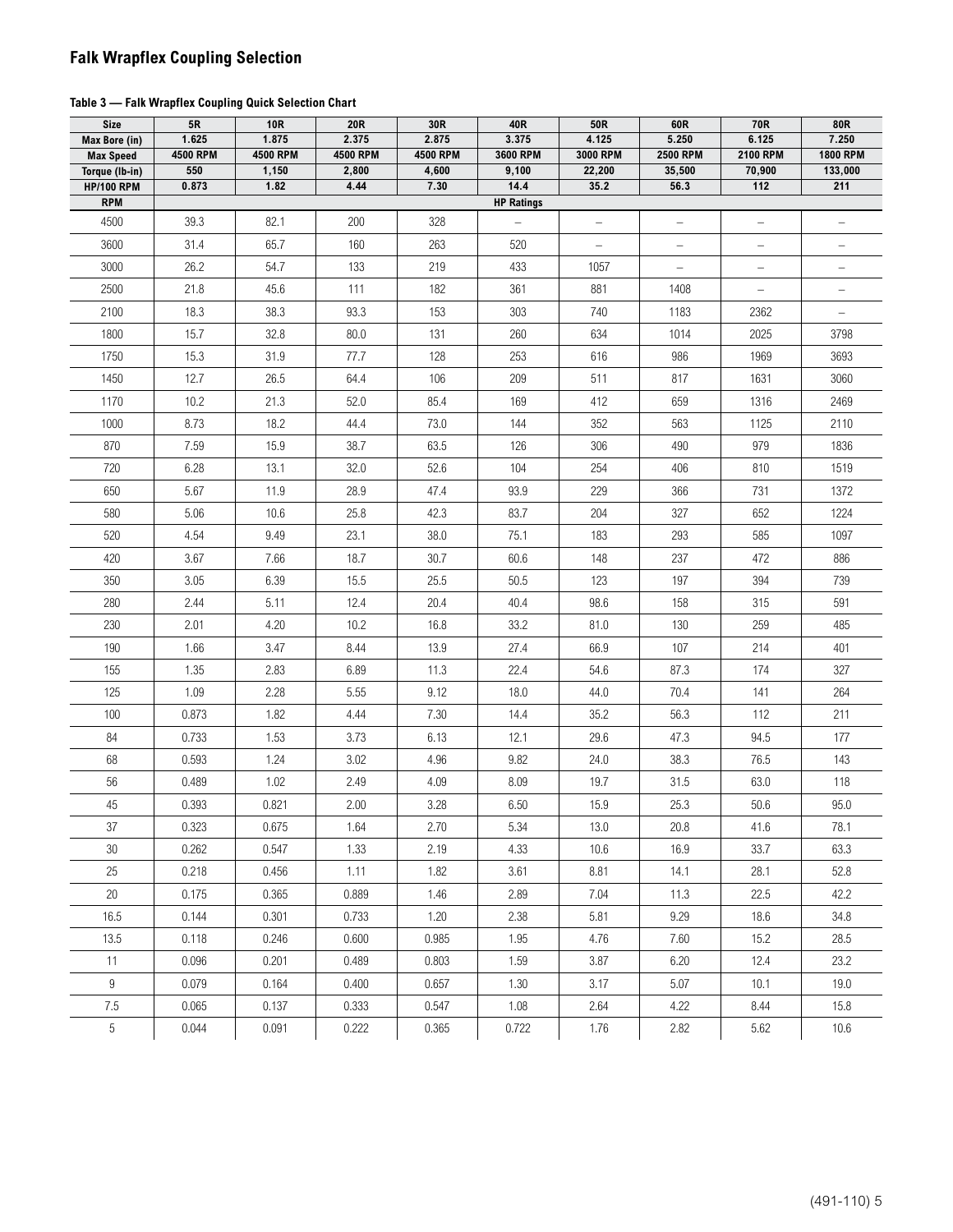## Falk Wrapflex Coupling Selection

**Table 3 — Falk Wrapflex Coupling Quick Selection Chart**

| Size | 5R | 10R | 20R | 30R | 40R | 50R | 60R | 70R | 80R |
|---|---|---|---|---|---|---|---|---|---|
| Max Bore (in) | 1.625 | 1.875 | 2.375 | 2.875 | 3.375 | 4.125 | 5.250 | 6.125 | 7.250 |
| Max Speed | 4500 RPM | 4500 RPM | 4500 RPM | 4500 RPM | 3600 RPM | 3000 RPM | 2500 RPM | 2100 RPM | 1800 RPM |
| Torque (lb-in) | 550 | 1,150 | 2,800 | 4,600 | 9,100 | 22,200 | 35,500 | 70,900 | 133,000 |
| HP/100 RPM | 0.873 | 1.82 | 4.44 | 7.30 | 14.4 | 35.2 | 56.3 | 112 | 211 |
| RPM | HP Ratings | | | | | | | | |
| 4500 | 39.3 | 82.1 | 200 | 328 | – | – | – | – | – |
| 3600 | 31.4 | 65.7 | 160 | 263 | 520 | – | – | – | – |
| 3000 | 26.2 | 54.7 | 133 | 219 | 433 | 1057 | – | – | – |
| 2500 | 21.8 | 45.6 | 111 | 182 | 361 | 881 | 1408 | – | – |
| 2100 | 18.3 | 38.3 | 93.3 | 153 | 303 | 740 | 1183 | 2362 | – |
| 1800 | 15.7 | 32.8 | 80.0 | 131 | 260 | 634 | 1014 | 2025 | 3798 |
| 1750 | 15.3 | 31.9 | 77.7 | 128 | 253 | 616 | 986 | 1969 | 3693 |
| 1450 | 12.7 | 26.5 | 64.4 | 106 | 209 | 511 | 817 | 1631 | 3060 |
| 1170 | 10.2 | 21.3 | 52.0 | 85.4 | 169 | 412 | 659 | 1316 | 2469 |
| 1000 | 8.73 | 18.2 | 44.4 | 73.0 | 144 | 352 | 563 | 1125 | 2110 |
| 870 | 7.59 | 15.9 | 38.7 | 63.5 | 126 | 306 | 490 | 979 | 1836 |
| 720 | 6.28 | 13.1 | 32.0 | 52.6 | 104 | 254 | 406 | 810 | 1519 |
| 650 | 5.67 | 11.9 | 28.9 | 47.4 | 93.9 | 229 | 366 | 731 | 1372 |
| 580 | 5.06 | 10.6 | 25.8 | 42.3 | 83.7 | 204 | 327 | 652 | 1224 |
| 520 | 4.54 | 9.49 | 23.1 | 38.0 | 75.1 | 183 | 293 | 585 | 1097 |
| 420 | 3.67 | 7.66 | 18.7 | 30.7 | 60.6 | 148 | 237 | 472 | 886 |
| 350 | 3.05 | 6.39 | 15.5 | 25.5 | 50.5 | 123 | 197 | 394 | 739 |
| 280 | 2.44 | 5.11 | 12.4 | 20.4 | 40.4 | 98.6 | 158 | 315 | 591 |
| 230 | 2.01 | 4.20 | 10.2 | 16.8 | 33.2 | 81.0 | 130 | 259 | 485 |
| 190 | 1.66 | 3.47 | 8.44 | 13.9 | 27.4 | 66.9 | 107 | 214 | 401 |
| 155 | 1.35 | 2.83 | 6.89 | 11.3 | 22.4 | 54.6 | 87.3 | 174 | 327 |
| 125 | 1.09 | 2.28 | 5.55 | 9.12 | 18.0 | 44.0 | 70.4 | 141 | 264 |
| 100 | 0.873 | 1.82 | 4.44 | 7.30 | 14.4 | 35.2 | 56.3 | 112 | 211 |
| 84 | 0.733 | 1.53 | 3.73 | 6.13 | 12.1 | 29.6 | 47.3 | 94.5 | 177 |
| 68 | 0.593 | 1.24 | 3.02 | 4.96 | 9.82 | 24.0 | 38.3 | 76.5 | 143 |
| 56 | 0.489 | 1.02 | 2.49 | 4.09 | 8.09 | 19.7 | 31.5 | 63.0 | 118 |
| 45 | 0.393 | 0.821 | 2.00 | 3.28 | 6.50 | 15.9 | 25.3 | 50.6 | 95.0 |
| 37 | 0.323 | 0.675 | 1.64 | 2.70 | 5.34 | 13.0 | 20.8 | 41.6 | 78.1 |
| 30 | 0.262 | 0.547 | 1.33 | 2.19 | 4.33 | 10.6 | 16.9 | 33.7 | 63.3 |
| 25 | 0.218 | 0.456 | 1.11 | 1.82 | 3.61 | 8.81 | 14.1 | 28.1 | 52.8 |
| 20 | 0.175 | 0.365 | 0.889 | 1.46 | 2.89 | 7.04 | 11.3 | 22.5 | 42.2 |
| 16.5 | 0.144 | 0.301 | 0.733 | 1.20 | 2.38 | 5.81 | 9.29 | 18.6 | 34.8 |
| 13.5 | 0.118 | 0.246 | 0.600 | 0.985 | 1.95 | 4.76 | 7.60 | 15.2 | 28.5 |
| 11 | 0.096 | 0.201 | 0.489 | 0.803 | 1.59 | 3.87 | 6.20 | 12.4 | 23.2 |
| 9 | 0.079 | 0.164 | 0.400 | 0.657 | 1.30 | 3.17 | 5.07 | 10.1 | 19.0 |
| 7.5 | 0.065 | 0.137 | 0.333 | 0.547 | 1.08 | 2.64 | 4.22 | 8.44 | 15.8 |
| 5 | 0.044 | 0.091 | 0.222 | 0.365 | 0.722 | 1.76 | 2.82 | 5.62 | 10.6 |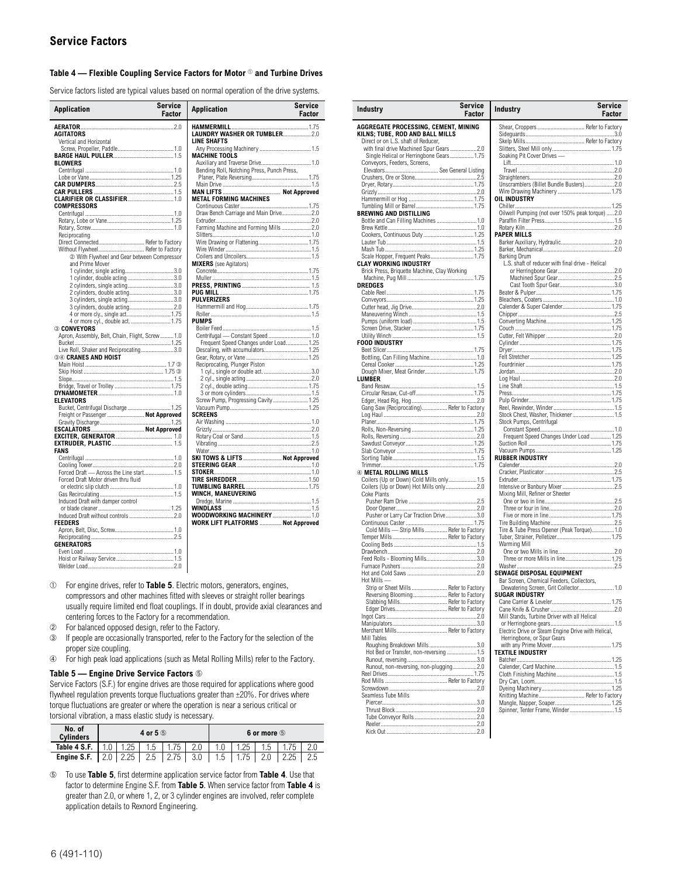# Service Factors

### Table 4 — Flexible Coupling Service Factors for Motor ① and Turbine Drives

Service factors listed are typical values based on normal operation of the drive systems.

| Application | Service Factor |
|---|---|
| **AERATOR** | 2.0 |
| **AGITATORS** | |
| Vertical and Horizontal | |
| Screw, Propeller, Paddle | 1.0 |
| **BARGE HAUL PULLER** | 1.5 |
| **BLOWERS** | |
| Centrifugal | 1.0 |
| Lobe or Vane | 1.25 |
| **CAR DUMPERS** | 2.5 |
| **CAR PULLERS** | 1.5 |
| **CLARIFIER OR CLASSIFIER** | 1.0 |
| **COMPRESSORS** | |
| Centrifugal | 1.0 |
| Rotary, Lobe or Vane | 1.25 |
| Rotary, Screw | 1.0 |
| Reciprocating | |
| Direct Connected | Refer to Factory |
| Without Flywheel | Refer to Factory |
| ② With Flywheel and Gear between Compressor and Prime Mover | |
| 1 cylinder, single acting | 3.0 |
| 1 cylinder, double acting | 3.0 |
| 2 cylinders, single acting | 3.0 |
| 2 cylinders, double acting | 3.0 |
| 3 cylinders, single acting | 3.0 |
| 3 cylinders, double acting | 2.0 |
| 4 or more cyl., single act. | 1.75 |
| 4 or more cyl., double act. | 1.75 |
| **③ CONVEYORS** | |
| Apron, Assembly, Belt, Chain, Flight, Screw | 1.0 |
| Bucket | 1.25 |
| Live Roll, Shaker and Reciprocating | 3.0 |
| **③④ CRANES AND HOIST** | |
| Main Hoist | 1.7 ③ |
| Skip Hoist | 1.75 ③ |
| Slope | 1.5 |
| Bridge, Travel or Trolley | 1.75 |
| **DYNAMOMETER** | 1.0 |
| **ELEVATORS** | |
| Bucket, Centrifugal Discharge | 1.25 |
| Freight or Passenger | **Not Approved** |
| Gravity Discharge | 1.25 |
| **ESCALATORS** | **Not Approved** |
| **EXCITER, GENERATOR** | 1.0 |
| **EXTRUDER, PLASTIC** | 1.5 |
| **FANS** | |
| Centrifugal | 1.0 |
| Cooling Tower | 2.0 |
| Forced Draft — Across the Line start | 1.5 |
| Forced Draft Motor driven thru fluid or electric slip clutch | 1.0 |
| Gas Recirculating | 1.5 |
| Induced Draft with damper control or blade cleaner | 1.25 |
| Induced Draft without controls | 2.0 |
| **FEEDERS** | |
| Apron, Belt, Disc, Screw | 1.0 |
| Reciprocating | 2.5 |
| **GENERATORS** | |
| Even Load | 1.0 |
| Hoist or Railway Service | 1.5 |
| Welder Load | 2.0 |
| **HAMMERMILL** | 1.75 |
| **LAUNDRY WASHER OR TUMBLER** | 2.0 |
| **LINE SHAFTS** | |
| Any Processing Machinery | 1.5 |
| **MACHINE TOOLS** | |
| Auxiliary and Traverse Drive | 1.0 |
| Bending Roll, Notching Press, Punch Press, Planer, Plate Reversing | 1.75 |
| Main Drive | 1.5 |
| **MAN LIFTS** | **Not Approved** |
| **METAL FORMING MACHINES** | |
| Continuous Caster | 1.75 |
| Draw Bench Carriage and Main Drive | 2.0 |
| Extruder | 2.0 |
| Farming Machine and Forming Mills | 2.0 |
| Slitters | 1.0 |
| Wire Drawing or Flattening | 1.75 |
| Wire Winder | 1.5 |
| Coilers and Uncoilers | 1.5 |
| **MIXERS** (see Agitators) | |
| Concrete | 1.75 |
| Muller | 1.5 |
| **PRESS, PRINTING** | 1.5 |
| **PUG MILL** | 1.75 |
| **PULVERIZERS** | |
| Hammermill and Hog | 1.75 |
| Roller | 1.5 |
| **PUMPS** | |
| Boiler Feed | 1.5 |
| Centrifugal — Constant Speed | 1.0 |
| Frequent Speed Changes under Load | 1.25 |
| Descaling, with accumulators | 1.25 |
| Gear, Rotary, or Vane | 1.25 |
| Reciprocating, Plunger Piston | |
| 1 cyl., single or double act. | 3.0 |
| 2 cyl., single acting | 2.0 |
| 2 cyl., double acting | 1.75 |
| 3 or more cylinders | 1.5 |
| Screw Pump, Progressing Cavity | 1.25 |
| Vacuum Pump | 1.25 |
| **SCREENS** | |
| Air Washing | 1.0 |
| Grizzly | 2.0 |
| Rotary Coal or Sand | 1.5 |
| Vibrating | 2.5 |
| Water | 1.0 |
| **SKI TOWS & LIFTS** | **Not Approved** |
| **STEERING GEAR** | 1.0 |
| **STOKER** | 1.0 |
| **TIRE SHREDDER** | 1.50 |
| **TUMBLING BARREL** | 1.75 |
| **WINCH, MANEUVERING** | |
| Dredge, Marine | 1.5 |
| **WINDLASS** | 1.5 |
| **WOODWORKING MACHINERY** | 1.0 |
| **WORK LIFT PLATFORMS** | **Not Approved** |

| Industry | Service Factor |
|---|---|
| **AGGREGATE PROCESSING, CEMENT, MINING KILNS; TUBE, ROD AND BALL MILLS** | |
| Direct or on L.S. shaft of Reducer, with final drive Machined Spur Gears | 2.0 |
| Single Helical or Herringbone Gears | 1.75 |
| Conveyors, Feeders, Screens, Elevators | See General Listing |
| Crushers, Ore or Stone | 2.5 |
| Dryer, Rotary | 1.75 |
| Grizzly | 2.0 |
| Hammermill or Hog | 1.75 |
| Tumbling Mill or Barrel | 1.75 |
| **BREWING AND DISTILLING** | |
| Bottle and Can Filling Machines | 1.0 |
| Brew Kettle | 1.0 |
| Cookers, Continuous Duty | 1.25 |
| Lauter Tub | 1.5 |
| Mash Tub | 1.25 |
| Scale Hopper, Frequent Peaks | 1.75 |
| **CLAY WORKING INDUSTRY** | |
| Brick Press, Briquette Machine, Clay Working Machine, Pug Mill | 1.75 |
| **DREDGES** | |
| Cable Reel | 1.75 |
| Conveyors | 1.25 |
| Cutter head, Jig Drive | 2.0 |
| Maneuvering Winch | 1.5 |
| Pumps (uniform load) | 1.5 |
| Screen Drive, Stacker | 1.75 |
| Utility Winch | 1.5 |
| **FOOD INDUSTRY** | |
| Beet Slicer | 1.75 |
| Bottling, Can Filling Machine | 1.0 |
| Cereal Cooker | 1.25 |
| Dough Mixer, Meat Grinder | 1.75 |
| **LUMBER** | |
| Band Resaw | 1.5 |
| Circular Resaw, Cut-off | 1.75 |
| Edger, Head Rig, Hog | 2.0 |
| Gang Saw (Reciprocating) | Refer to Factory |
| Log Haul | 2.0 |
| Planer | 1.75 |
| Rolls, Non-Reversing | 1.25 |
| Rolls, Reversing | 2.0 |
| Sawdust Conveyor | 1.25 |
| Slab Conveyor | 1.75 |
| Sorting Table | 1.5 |
| Trimmer | 1.75 |
| **④ METAL ROLLING MILLS** | |
| Coilers (Up or Down) Cold Mills only | 1.5 |
| Coilers (Up or Down) Hot Mills only | 2.0 |
| Coke Plants | |
| Pusher Ram Drive | 2.5 |
| Door Opener | 2.0 |
| Pusher or Larry Car Traction Drive | 3.0 |
| Continuous Caster | 1.75 |
| Cold Mills — Strip Mills | Refer to Factory |
| Temper Mills | Refer to Factory |
| Cooling Beds | 1.5 |
| Drawbench | 2.0 |
| Feed Rolls - Blooming Mills | 3.0 |
| Furnace Pushers | 2.0 |
| Hot and Cold Saws | 2.0 |
| Hot Mills — | |
| Strip or Sheet Mills | Refer to Factory |
| Reversing Blooming | Refer to Factory |
| Slabbing Mills | Refer to Factory |
| Edger Drives | Refer to Factory |
| Ingot Cars | 2.0 |
| Manipulators | 3.0 |
| Merchant Mills | Refer to Factory |
| Mill Tables | |
| Roughing Breakdown Mills | 3.0 |
| Hot Bed or Transfer, non-reversing | 1.5 |
| Runout, reversing | 3.0 |
| Runout, non-reversing, non-plugging | 2.0 |
| Reel Drives | 1.75 |
| Rod Mills | Refer to Factory |
| Screwdown | 2.0 |
| Seamless Tube Mills | |
| Piercer | 3.0 |
| Thrust Block | 2.0 |
| Tube Conveyor Rolls | 2.0 |
| Reeler | 2.0 |
| Kick Out | 2.0 |
| Shear, Croppers | Refer to Factory |
| Sideguards | 3.0 |
| Skelp Mills | Refer to Factory |
| Slitters, Steel Mill only | 1.75 |
| Soaking Pit Cover Drives — | |
| Lift | 1.0 |
| Travel | 2.0 |
| Straighteners | 2.0 |
| Unscramblers (Billet Bundle Busters) | 2.0 |
| Wire Drawing Machinery | 1.75 |
| **OIL INDUSTRY** | |
| Chiller | 1.25 |
| Oilwell Pumping (not over 150% peak torque) | 2.0 |
| Paraffin Filter Press | 1.5 |
| Rotary Kiln | 2.0 |
| **PAPER MILLS** | |
| Barker Auxiliary, Hydraulic | 2.0 |
| Barker, Mechanical | 2.0 |
| Barking Drum | |
| L.S. shaft of reducer with final drive - Helical or Herringbone Gear | 2.0 |
| Machined Spur Gear | 2.5 |
| Cast Tooth Spur Gear | 3.0 |
| Beater & Pulper | 1.75 |
| Bleachers, Coaters | 1.0 |
| Calender & Super Calender | 1.75 |
| Chipper | 2.5 |
| Converting Machine | 1.25 |
| Couch | 1.75 |
| Cutter, Felt Whipper | 2.0 |
| Cylinder | 1.75 |
| Dryer | 1.75 |
| Felt Stretcher | 1.25 |
| Fourdrinier | 1.75 |
| Jordan | 2.0 |
| Log Haul | 2.0 |
| Line Shaft | 1.5 |
| Press | 1.75 |
| Pulp Grinder | 1.75 |
| Reel, Rewinder, Winder | 1.5 |
| Stock Chest, Washer, Thickener | 1.5 |
| Stock Pumps, Centrifugal | |
| Constant Speed | 1.0 |
| Frequent Speed Changes Under Load | 1.25 |
| Suction Roll | 1.75 |
| Vacuum Pumps | 1.25 |
| **RUBBER INDUSTRY** | |
| Calender | 2.0 |
| Cracker, Plasticator | 2.5 |
| Extruder | 1.75 |
| Intensive or Banbury Mixer | 2.5 |
| Mixing Mill, Refiner or Sheeter | |
| One or two in line | 2.5 |
| Three or four in line | 2.0 |
| Five or more in line | 1.75 |
| Tire Building Machine | 2.5 |
| Tire & Tube Press Opener (Peak Torque) | 1.0 |
| Tuber, Strainer, Pelletizer | 1.75 |
| Warming Mill | |
| One or two Mills in line | 2.0 |
| Three or more Mills in line | 1.75 |
| Washer | 2.5 |
| **SEWAGE DISPOSAL EQUIPMENT** | |
| Bar Screen, Chemical Feeders, Collectors, Dewatering Screen, Grit Collector | 1.0 |
| **SUGAR INDUSTRY** | |
| Cane Carrier & Leveler | 1.75 |
| Cane Knife & Crusher | 2.0 |
| Mill Stands, Turbine Driver with all Helical or Herringbone gears | 1.5 |
| Electric Drive or Steam Engine Drive with Helical, Herringbone, or Spur Gears with any Prime Mover | 1.75 |
| **TEXTILE INDUSTRY** | |
| Batcher | 1.25 |
| Calender, Card Machine | 1.5 |
| Cloth Finishing Machine | 1.5 |
| Dry Can, Loom | 1.5 |
| Dyeing Machinery | 1.25 |
| Knitting Machine | Refer to Factory |
| Mangle, Napper, Soaper | 1.25 |
| Spinner, Tenter Frame, Winder | 1.5 |

① For engine drives, refer to **Table 5**. Electric motors, generators, engines, compressors and other machines fitted with sleeves or straight roller bearings usually require limited end float couplings. If in doubt, provide axial clearances and centering forces to the Factory for a recommendation.

② For balanced opposed design, refer to the Factory.

③ If people are occasionally transported, refer to the Factory for the selection of the proper size coupling.

④ For high peak load applications (such as Metal Rolling Mills) refer to the Factory.

### Table 5 — Engine Drive Service Factors ⑤

Service Factors (S.F.) for engine drives are those required for applications where good flywheel regulation prevents torque fluctuations greater than ±20%. For drives where torque fluctuations are greater or where the operation is near a serious critical or torsional vibration, a mass elastic study is necessary.

| No. of Cylinders | 4 or 5 ⑤ | | | | | 6 or more ⑤ | | | | |
|---|---|---|---|---|---|---|---|---|---|---|
| **Table 4 S.F.** | 1.0 | 1.25 | 1.5 | 1.75 | 2.0 | 1.0 | 1.25 | 1.5 | 1.75 | 2.0 |
| **Engine S.F.** | 2.0 | 2.25 | 2.5 | 2.75 | 3.0 | 1.5 | 1.75 | 2.0 | 2.25 | 2.5 |

⑤ To use **Table 5**, first determine application service factor from **Table 4**. Use that factor to determine Engine S.F. from **Table 5**. When service factor from **Table 4** is greater than 2.0, or where 1, 2, or 3 cylinder engines are involved, refer complete application details to Rexnord Engineering.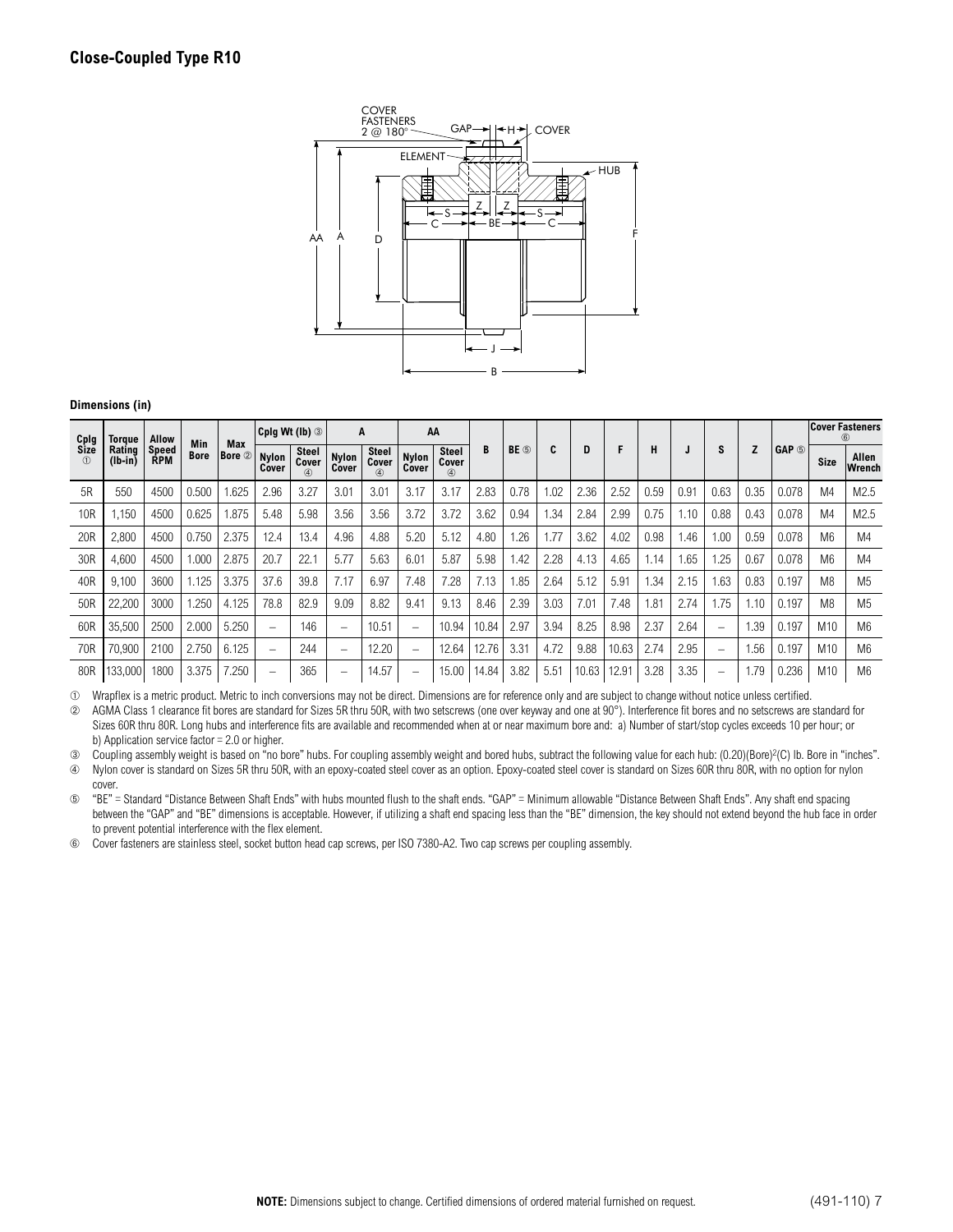## Close-Coupled Type R10

**Dimensions (in)**

| Cplg Size ① | Torque Rating (lb-in) | Allow Speed RPM | Min Bore | Max Bore ② | Cplg Wt (lb) ③ | | A | | AA | | B | BE ⑤ | C | D | F | H | J | S | Z | GAP ⑤ | Cover Fasteners ⑥ | |
|---|---|---|---|---|---|---|---|---|---|---|---|---|---|---|---|---|---|---|---|---|---|---|
| | | | | | Nylon Cover | Steel Cover ④ | Nylon Cover | Steel Cover ④ | Nylon Cover | Steel Cover ④ | | | | | | | | | | | Size | Allen Wrench |
| 5R | 550 | 4500 | 0.500 | 1.625 | 2.96 | 3.27 | 3.01 | 3.01 | 3.17 | 3.17 | 2.83 | 0.78 | 1.02 | 2.36 | 2.52 | 0.59 | 0.91 | 0.63 | 0.35 | 0.078 | M4 | M2.5 |
| 10R | 1,150 | 4500 | 0.625 | 1.875 | 5.48 | 5.98 | 3.56 | 3.56 | 3.72 | 3.72 | 3.62 | 0.94 | 1.34 | 2.84 | 2.99 | 0.75 | 1.10 | 0.88 | 0.43 | 0.078 | M4 | M2.5 |
| 20R | 2,800 | 4500 | 0.750 | 2.375 | 12.4 | 13.4 | 4.96 | 4.88 | 5.20 | 5.12 | 4.80 | 1.26 | 1.77 | 3.62 | 4.02 | 0.98 | 1.46 | 1.00 | 0.59 | 0.078 | M6 | M4 |
| 30R | 4,600 | 4500 | 1.000 | 2.875 | 20.7 | 22.1 | 5.77 | 5.63 | 6.01 | 5.87 | 5.98 | 1.42 | 2.28 | 4.13 | 4.65 | 1.14 | 1.65 | 1.25 | 0.67 | 0.078 | M6 | M4 |
| 40R | 9,100 | 3600 | 1.125 | 3.375 | 37.6 | 39.8 | 7.17 | 6.97 | 7.48 | 7.28 | 7.13 | 1.85 | 2.64 | 5.12 | 5.91 | 1.34 | 2.15 | 1.63 | 0.83 | 0.197 | M8 | M5 |
| 50R | 22,200 | 3000 | 1.250 | 4.125 | 78.8 | 82.9 | 9.09 | 8.82 | 9.41 | 9.13 | 8.46 | 2.39 | 3.03 | 7.01 | 7.48 | 1.81 | 2.74 | 1.75 | 1.10 | 0.197 | M8 | M5 |
| 60R | 35,500 | 2500 | 2.000 | 5.250 | – | 146 | – | 10.51 | – | 10.94 | 10.84 | 2.97 | 3.94 | 8.25 | 8.98 | 2.37 | 2.64 | – | 1.39 | 0.197 | M10 | M6 |
| 70R | 70,900 | 2100 | 2.750 | 6.125 | – | 244 | – | 12.20 | – | 12.64 | 12.76 | 3.31 | 4.72 | 9.88 | 10.63 | 2.74 | 2.95 | – | 1.56 | 0.197 | M10 | M6 |
| 80R | 133,000 | 1800 | 3.375 | 7.250 | – | 365 | – | 14.57 | – | 15.00 | 14.84 | 3.82 | 5.51 | 10.63 | 12.91 | 3.28 | 3.35 | – | 1.79 | 0.236 | M10 | M6 |

① Wrapflex is a metric product. Metric to inch conversions may not be direct. Dimensions are for reference only and are subject to change without notice unless certified.

② AGMA Class 1 clearance fit bores are standard for Sizes 5R thru 50R, with two setscrews (one over keyway and one at 90°). Interference fit bores and no setscrews are standard for Sizes 60R thru 80R. Long hubs and interference fits are available and recommended when at or near maximum bore and: a) Number of start/stop cycles exceeds 10 per hour; or b) Application service factor = 2.0 or higher.

③ Coupling assembly weight is based on "no bore" hubs. For coupling assembly weight and bored hubs, subtract the following value for each hub: $(0.20)(\text{Bore})^2(C)$ lb. Bore in "inches".

④ Nylon cover is standard on Sizes 5R thru 50R, with an epoxy-coated steel cover as an option. Epoxy-coated steel cover is standard on Sizes 60R thru 80R, with no option for nylon cover.

⑤ "BE" = Standard "Distance Between Shaft Ends" with hubs mounted flush to the shaft ends. "GAP" = Minimum allowable "Distance Between Shaft Ends". Any shaft end spacing between the "GAP" and "BE" dimensions is acceptable. However, if utilizing a shaft end spacing less than the "BE" dimension, the key should not extend beyond the hub face in order to prevent potential interference with the flex element.

⑥ Cover fasteners are stainless steel, socket button head cap screws, per ISO 7380-A2. Two cap screws per coupling assembly.

**NOTE:** Dimensions subject to change. Certified dimensions of ordered material furnished on request.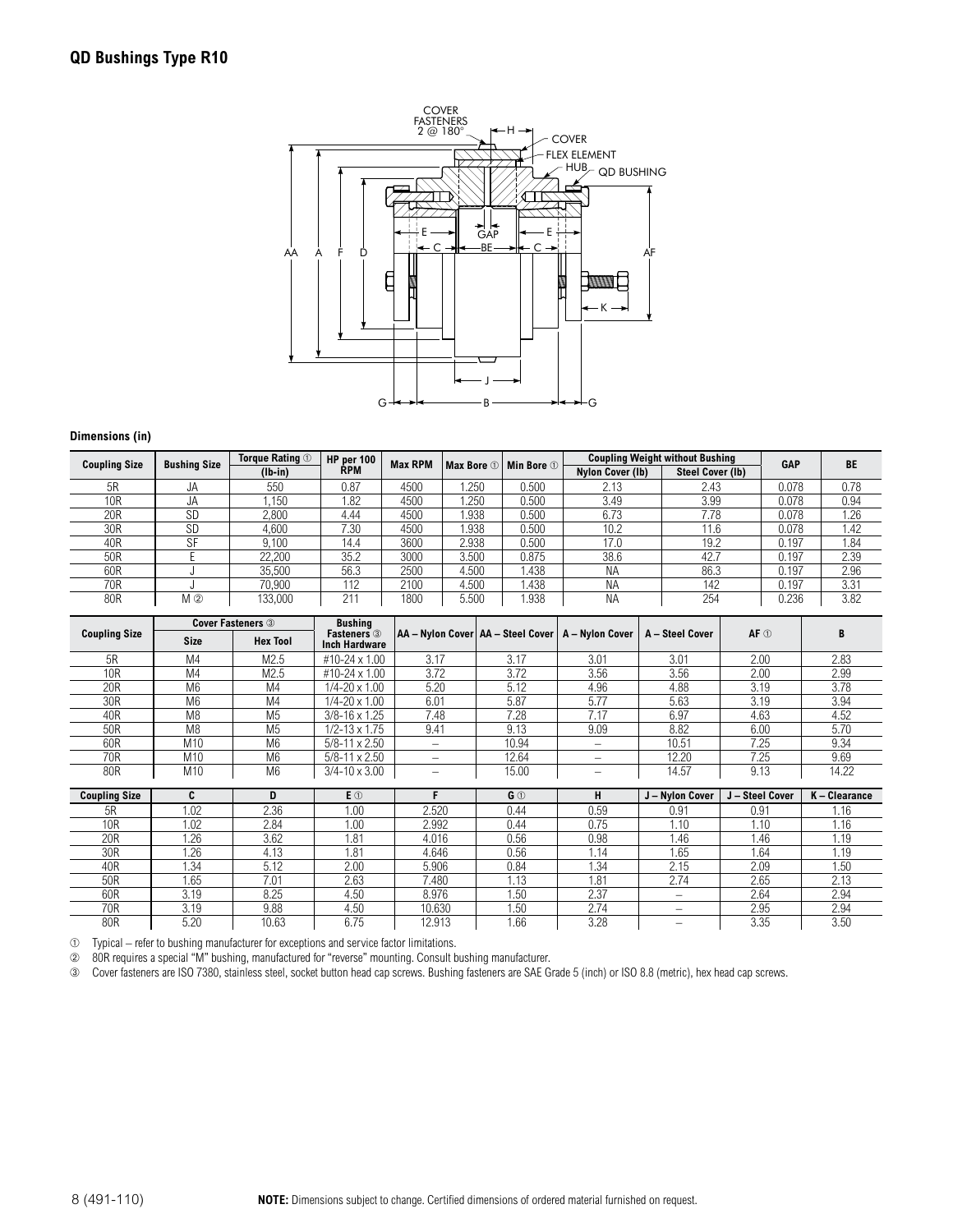# QD Bushings Type R10

**Dimensions (in)**

| Coupling Size | Bushing Size | Torque Rating ① (lb-in) | HP per 100 RPM | Max RPM | Max Bore ① | Min Bore ① | Coupling Weight without Bushing | | GAP | BE |
|---|---|---|---|---|---|---|---|---|---|---|
| | | | | | | | Nylon Cover (lb) | Steel Cover (lb) | | |
| 5R | JA | 550 | 0.87 | 4500 | 1.250 | 0.500 | 2.13 | 2.43 | 0.078 | 0.78 |
| 10R | JA | 1,150 | 1.82 | 4500 | 1.250 | 0.500 | 3.49 | 3.99 | 0.078 | 0.94 |
| 20R | SD | 2,800 | 4.44 | 4500 | 1.938 | 0.500 | 6.73 | 7.78 | 0.078 | 1.26 |
| 30R | SD | 4,600 | 7.30 | 4500 | 1.938 | 0.500 | 10.2 | 11.6 | 0.078 | 1.42 |
| 40R | SF | 9,100 | 14.4 | 3600 | 2.938 | 0.500 | 17.0 | 19.2 | 0.197 | 1.84 |
| 50R | E | 22,200 | 35.2 | 3000 | 3.500 | 0.875 | 38.6 | 42.7 | 0.197 | 2.39 |
| 60R | J | 35,500 | 56.3 | 2500 | 4.500 | 1.438 | NA | 86.3 | 0.197 | 2.96 |
| 70R | J | 70,900 | 112 | 2100 | 4.500 | 1.438 | NA | 142 | 0.197 | 3.31 |
| 80R | M ② | 133,000 | 211 | 1800 | 5.500 | 1.938 | NA | 254 | 0.236 | 3.82 |

| Coupling Size | Cover Fasteners ③ | | Bushing Fasteners ③ Inch Hardware | AA – Nylon Cover | AA – Steel Cover | A – Nylon Cover | A – Steel Cover | AF ① | B |
|---|---|---|---|---|---|---|---|---|---|
| | Size | Hex Tool | | | | | | | |
| 5R | M4 | M2.5 | #10-24 x 1.00 | 3.17 | 3.17 | 3.01 | 3.01 | 2.00 | 2.83 |
| 10R | M4 | M2.5 | #10-24 x 1.00 | 3.72 | 3.72 | 3.56 | 3.56 | 2.00 | 2.99 |
| 20R | M6 | M4 | 1/4-20 x 1.00 | 5.20 | 5.12 | 4.96 | 4.88 | 3.19 | 3.78 |
| 30R | M6 | M4 | 1/4-20 x 1.00 | 6.01 | 5.87 | 5.77 | 5.63 | 3.19 | 3.94 |
| 40R | M8 | M5 | 3/8-16 x 1.25 | 7.48 | 7.28 | 7.17 | 6.97 | 4.63 | 4.52 |
| 50R | M8 | M5 | 1/2-13 x 1.75 | 9.41 | 9.13 | 9.09 | 8.82 | 6.00 | 5.70 |
| 60R | M10 | M6 | 5/8-11 x 2.50 | – | 10.94 | – | 10.51 | 7.25 | 9.34 |
| 70R | M10 | M6 | 5/8-11 x 2.50 | – | 12.64 | – | 12.20 | 7.25 | 9.69 |
| 80R | M10 | M6 | 3/4-10 x 3.00 | – | 15.00 | – | 14.57 | 9.13 | 14.22 |

| Coupling Size | C | D | E ① | F | G ① | H | J – Nylon Cover | J – Steel Cover | K – Clearance |
|---|---|---|---|---|---|---|---|---|---|
| 5R | 1.02 | 2.36 | 1.00 | 2.520 | 0.44 | 0.59 | 0.91 | 0.91 | 1.16 |
| 10R | 1.02 | 2.84 | 1.00 | 2.992 | 0.44 | 0.75 | 1.10 | 1.10 | 1.16 |
| 20R | 1.26 | 3.62 | 1.81 | 4.016 | 0.56 | 0.98 | 1.46 | 1.46 | 1.19 |
| 30R | 1.26 | 4.13 | 1.81 | 4.646 | 0.56 | 1.14 | 1.65 | 1.64 | 1.19 |
| 40R | 1.34 | 5.12 | 2.00 | 5.906 | 0.84 | 1.34 | 2.15 | 2.09 | 1.50 |
| 50R | 1.65 | 7.01 | 2.63 | 7.480 | 1.13 | 1.81 | 2.74 | 2.65 | 2.13 |
| 60R | 3.19 | 8.25 | 4.50 | 8.976 | 1.50 | 2.37 | – | 2.64 | 2.94 |
| 70R | 3.19 | 9.88 | 4.50 | 10.630 | 1.50 | 2.74 | – | 2.95 | 2.94 |
| 80R | 5.20 | 10.63 | 6.75 | 12.913 | 1.66 | 3.28 | – | 3.35 | 3.50 |

① Typical – refer to bushing manufacturer for exceptions and service factor limitations.
② 80R requires a special "M" bushing, manufactured for "reverse" mounting. Consult bushing manufacturer.
③ Cover fasteners are ISO 7380, stainless steel, socket button head cap screws. Bushing fasteners are SAE Grade 5 (inch) or ISO 8.8 (metric), hex head cap screws.

**NOTE:** Dimensions subject to change. Certified dimensions of ordered material furnished on request.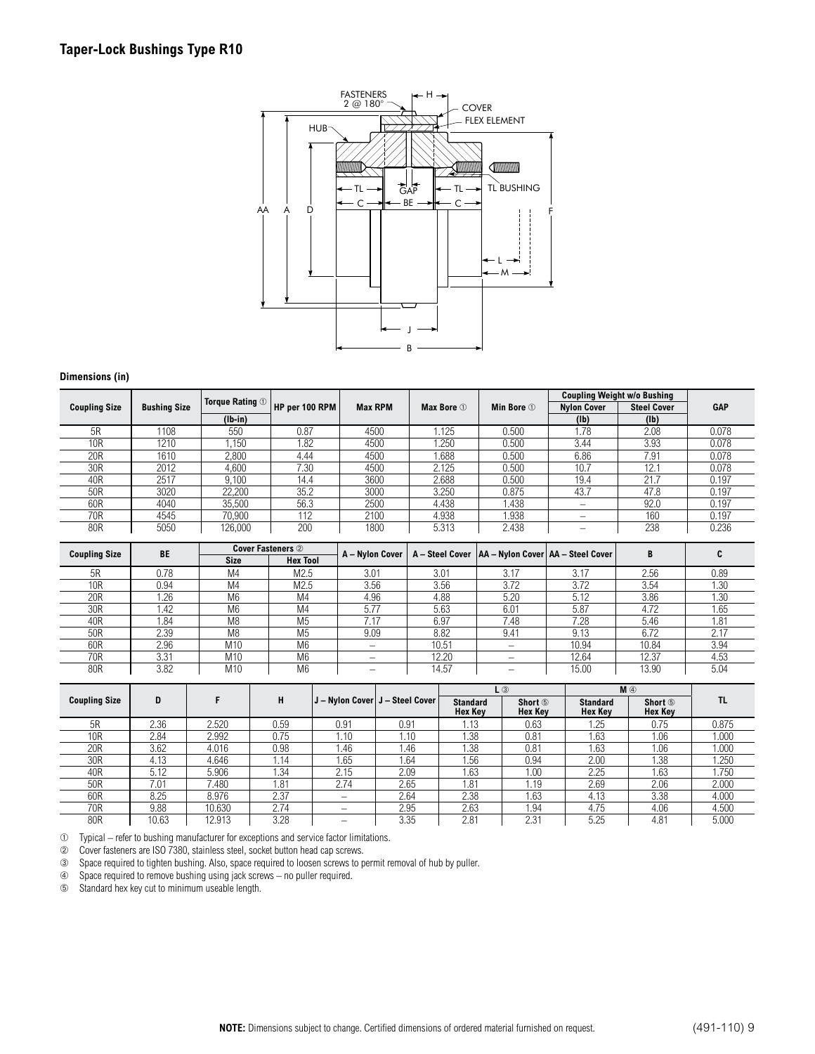## Taper-Lock Bushings Type R10

**Dimensions (in)**

| Coupling Size | Bushing Size | Torque Rating ① | HP per 100 RPM | Max RPM | Max Bore ① | Min Bore ① | Coupling Weight w/o Bushing | | GAP |
|---|---|---|---|---|---|---|---|---|---|
| | | (lb-in) | | | | | Nylon Cover (lb) | Steel Cover (lb) | |
| 5R | 1108 | 550 | 0.87 | 4500 | 1.125 | 0.500 | 1.78 | 2.08 | 0.078 |
| 10R | 1210 | 1,150 | 1.82 | 4500 | 1.250 | 0.500 | 3.44 | 3.93 | 0.078 |
| 20R | 1610 | 2,800 | 4.44 | 4500 | 1.688 | 0.500 | 6.86 | 7.91 | 0.078 |
| 30R | 2012 | 4,600 | 7.30 | 4500 | 2.125 | 0.500 | 10.7 | 12.1 | 0.078 |
| 40R | 2517 | 9,100 | 14.4 | 3600 | 2.688 | 0.500 | 19.4 | 21.7 | 0.197 |
| 50R | 3020 | 22,200 | 35.2 | 3000 | 3.250 | 0.875 | 43.7 | 47.8 | 0.197 |
| 60R | 4040 | 35,500 | 56.3 | 2500 | 4.438 | 1.438 | – | 92.0 | 0.197 |
| 70R | 4545 | 70,900 | 112 | 2100 | 4.938 | 1.938 | – | 160 | 0.197 |
| 80R | 5050 | 126,000 | 200 | 1800 | 5.313 | 2.438 | – | 238 | 0.236 |

| Coupling Size | BE | Cover Fasteners ② | | A – Nylon Cover | A – Steel Cover | AA – Nylon Cover | AA – Steel Cover | B | C |
|---|---|---|---|---|---|---|---|---|---|
| | | Size | Hex Tool | | | | | | |
| 5R | 0.78 | M4 | M2.5 | 3.01 | 3.01 | 3.17 | 3.17 | 2.56 | 0.89 |
| 10R | 0.94 | M4 | M2.5 | 3.56 | 3.56 | 3.72 | 3.72 | 3.54 | 1.30 |
| 20R | 1.26 | M6 | M4 | 4.96 | 4.88 | 5.20 | 5.12 | 3.86 | 1.30 |
| 30R | 1.42 | M6 | M4 | 5.77 | 5.63 | 6.01 | 5.87 | 4.72 | 1.65 |
| 40R | 1.84 | M8 | M5 | 7.17 | 6.97 | 7.48 | 7.28 | 5.46 | 1.81 |
| 50R | 2.39 | M8 | M5 | 9.09 | 8.82 | 9.41 | 9.13 | 6.72 | 2.17 |
| 60R | 2.96 | M10 | M6 | – | 10.51 | – | 10.94 | 10.84 | 3.94 |
| 70R | 3.31 | M10 | M6 | – | 12.20 | – | 12.64 | 12.37 | 4.53 |
| 80R | 3.82 | M10 | M6 | – | 14.57 | – | 15.00 | 13.90 | 5.04 |

| Coupling Size | D | F | H | J – Nylon Cover | J – Steel Cover | L ③ | | M ④ | | TL |
|---|---|---|---|---|---|---|---|---|---|---|
| | | | | | | Standard Hex Key | Short ⑤ Hex Key | Standard Hex Key | Short ⑤ Hex Key | |
| 5R | 2.36 | 2.520 | 0.59 | 0.91 | 0.91 | 1.13 | 0.63 | 1.25 | 0.75 | 0.875 |
| 10R | 2.84 | 2.992 | 0.75 | 1.10 | 1.10 | 1.38 | 0.81 | 1.63 | 1.06 | 1.000 |
| 20R | 3.62 | 4.016 | 0.98 | 1.46 | 1.46 | 1.38 | 0.81 | 1.63 | 1.06 | 1.000 |
| 30R | 4.13 | 4.646 | 1.14 | 1.65 | 1.64 | 1.56 | 0.94 | 2.00 | 1.38 | 1.250 |
| 40R | 5.12 | 5.906 | 1.34 | 2.15 | 2.09 | 1.63 | 1.00 | 2.25 | 1.63 | 1.750 |
| 50R | 7.01 | 7.480 | 1.81 | 2.74 | 2.65 | 1.81 | 1.19 | 2.69 | 2.06 | 2.000 |
| 60R | 8.25 | 8.976 | 2.37 | – | 2.64 | 2.38 | 1.63 | 4.13 | 3.38 | 4.000 |
| 70R | 9.88 | 10.630 | 2.74 | – | 2.95 | 2.63 | 1.94 | 4.75 | 4.06 | 4.500 |
| 80R | 10.63 | 12.913 | 3.28 | – | 3.35 | 2.81 | 2.31 | 5.25 | 4.81 | 5.000 |

① Typical – refer to bushing manufacturer for exceptions and service factor limitations.
② Cover fasteners are ISO 7380, stainless steel, socket button head cap screws.
③ Space required to tighten bushing. Also, space required to loosen screws to permit removal of hub by puller.
④ Space required to remove bushing using jack screws – no puller required.
⑤ Standard hex key cut to minimum useable length.

**NOTE:** Dimensions subject to change. Certified dimensions of ordered material furnished on request.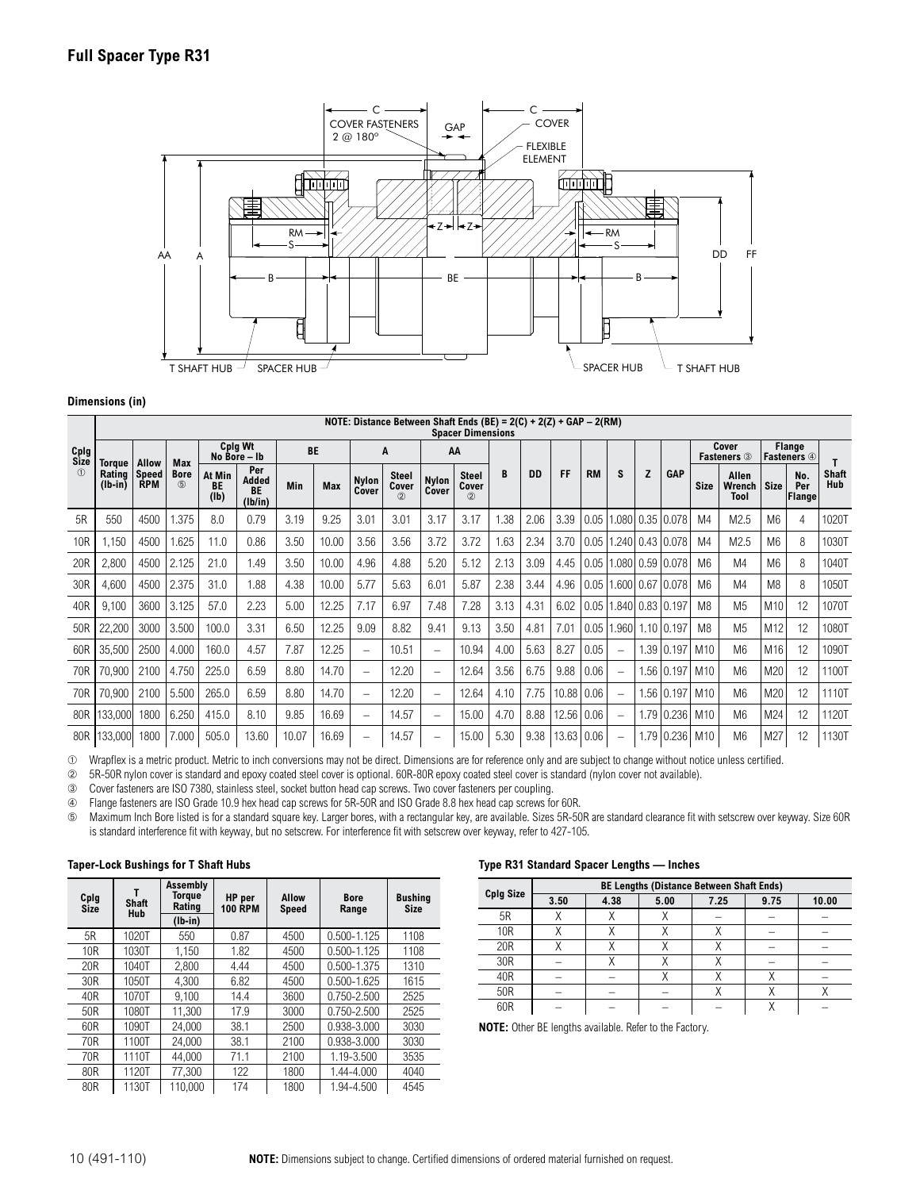## Full Spacer Type R31

### Dimensions (in)

NOTE: Distance Between Shaft Ends (BE) = 2(C) + 2(Z) + GAP – 2(RM)

| Cplg Size ① | Torque Rating (lb-in) | Allow Speed RPM | Max Bore ⑤ | Cplg Wt No Bore – lb At Min BE (lb) | Cplg Wt No Bore – lb Per Added BE (lb/in) | BE Min | BE Max | A Nylon Cover | A Steel Cover ② | AA Nylon Cover | AA Steel Cover ② | B | DD | FF | RM | S | Z | GAP | Cover Fasteners ③ Size | Cover Fasteners ③ Allen Wrench Tool | Flange Fasteners ④ Size | Flange Fasteners ④ No. Per Flange | T Shaft Hub |
|---|---|---|---|---|---|---|---|---|---|---|---|---|---|---|---|---|---|---|---|---|---|---|---|
| 5R | 550 | 4500 | 1.375 | 8.0 | 0.79 | 3.19 | 9.25 | 3.01 | 3.01 | 3.17 | 3.17 | 1.38 | 2.06 | 3.39 | 0.05 | 1.080 | 0.35 | 0.078 | M4 | M2.5 | M6 | 4 | 1020T |
| 10R | 1,150 | 4500 | 1.625 | 11.0 | 0.86 | 3.50 | 10.00 | 3.56 | 3.56 | 3.72 | 3.72 | 1.63 | 2.34 | 3.70 | 0.05 | 1.240 | 0.43 | 0.078 | M4 | M2.5 | M6 | 8 | 1030T |
| 20R | 2,800 | 4500 | 2.125 | 21.0 | 1.49 | 3.50 | 10.00 | 4.96 | 4.88 | 5.20 | 5.12 | 2.13 | 3.09 | 4.45 | 0.05 | 1.080 | 0.59 | 0.078 | M6 | M4 | M6 | 8 | 1040T |
| 30R | 4,600 | 4500 | 2.375 | 31.0 | 1.88 | 4.38 | 10.00 | 5.77 | 5.63 | 6.01 | 5.87 | 2.38 | 3.44 | 4.96 | 0.05 | 1.600 | 0.67 | 0.078 | M6 | M4 | M8 | 8 | 1050T |
| 40R | 9,100 | 3600 | 3.125 | 57.0 | 2.23 | 5.00 | 12.25 | 7.17 | 6.97 | 7.48 | 7.28 | 3.13 | 4.31 | 6.02 | 0.05 | 1.840 | 0.83 | 0.197 | M8 | M5 | M10 | 12 | 1070T |
| 50R | 22,200 | 3000 | 3.500 | 100.0 | 3.31 | 6.50 | 12.25 | 9.09 | 8.82 | 9.41 | 9.13 | 3.50 | 4.81 | 7.01 | 0.05 | 1.960 | 1.10 | 0.197 | M8 | M5 | M12 | 12 | 1080T |
| 60R | 35,500 | 2500 | 4.000 | 160.0 | 4.57 | 7.87 | 12.25 | – | 10.51 | – | 10.94 | 4.00 | 5.63 | 8.27 | 0.05 | – | 1.39 | 0.197 | M10 | M6 | M16 | 12 | 1090T |
| 70R | 70,900 | 2100 | 4.750 | 225.0 | 6.59 | 8.80 | 14.70 | – | 12.20 | – | 12.64 | 3.56 | 6.75 | 9.88 | 0.06 | – | 1.56 | 0.197 | M10 | M6 | M20 | 12 | 1100T |
| 70R | 70,900 | 2100 | 5.500 | 265.0 | 6.59 | 8.80 | 14.70 | – | 12.20 | – | 12.64 | 4.10 | 7.75 | 10.88 | 0.06 | – | 1.56 | 0.197 | M10 | M6 | M20 | 12 | 1110T |
| 80R | 133,000 | 1800 | 6.250 | 415.0 | 8.10 | 9.85 | 16.69 | – | 14.57 | – | 15.00 | 4.70 | 8.88 | 12.56 | 0.06 | – | 1.79 | 0.236 | M10 | M6 | M24 | 12 | 1120T |
| 80R | 133,000 | 1800 | 7.000 | 505.0 | 13.60 | 10.07 | 16.69 | – | 14.57 | – | 15.00 | 5.30 | 9.38 | 13.63 | 0.06 | – | 1.79 | 0.236 | M10 | M6 | M27 | 12 | 1130T |

① Wrapflex is a metric product. Metric to inch conversions may not be direct. Dimensions are for reference only and are subject to change without notice unless certified.
② 5R-50R nylon cover is standard and epoxy coated steel cover is optional. 60R-80R epoxy coated steel cover is standard (nylon cover not available).
③ Cover fasteners are ISO 7380, stainless steel, socket button head cap screws. Two cover fasteners per coupling.
④ Flange fasteners are ISO Grade 10.9 hex head cap screws for 5R-50R and ISO Grade 8.8 hex head cap screws for 60R.
⑤ Maximum Inch Bore listed is for a standard square key. Larger bores, with a rectangular key, are available. Sizes 5R-50R are standard clearance fit with setscrew over keyway. Size 60R is standard interference fit with keyway, but no setscrew. For interference fit with setscrew over keyway, refer to 427-105.

### Taper-Lock Bushings for T Shaft Hubs

| Cplg Size | T Shaft Hub | Assembly Torque Rating (lb-in) | HP per 100 RPM | Allow Speed | Bore Range | Bushing Size |
|---|---|---|---|---|---|---|
| 5R | 1020T | 550 | 0.87 | 4500 | 0.500-1.125 | 1108 |
| 10R | 1030T | 1,150 | 1.82 | 4500 | 0.500-1.125 | 1108 |
| 20R | 1040T | 2,800 | 4.44 | 4500 | 0.500-1.375 | 1310 |
| 30R | 1050T | 4,300 | 6.82 | 4500 | 0.500-1.625 | 1615 |
| 40R | 1070T | 9,100 | 14.4 | 3600 | 0.750-2.500 | 2525 |
| 50R | 1080T | 11,300 | 17.9 | 3000 | 0.750-2.500 | 2525 |
| 60R | 1090T | 24,000 | 38.1 | 2500 | 0.938-3.000 | 3030 |
| 70R | 1100T | 24,000 | 38.1 | 2100 | 0.938-3.000 | 3030 |
| 70R | 1110T | 44,000 | 71.1 | 2100 | 1.19-3.500 | 3535 |
| 80R | 1120T | 77,300 | 122 | 1800 | 1.44-4.000 | 4040 |
| 80R | 1130T | 110,000 | 174 | 1800 | 1.94-4.500 | 4545 |

### Type R31 Standard Spacer Lengths — Inches

| Cplg Size | BE Lengths (Distance Between Shaft Ends) 3.50 | 4.38 | 5.00 | 7.25 | 9.75 | 10.00 |
|---|---|---|---|---|---|---|
| 5R | X | X | X | – | – | – |
| 10R | X | X | X | X | – | – |
| 20R | X | X | X | X | – | – |
| 30R | – | X | X | X | – | – |
| 40R | – | – | X | X | X | – |
| 50R | – | – | – | X | X | X |
| 60R | – | – | – | – | X | – |

**NOTE:** Other BE lengths available. Refer to the Factory.

**NOTE:** Dimensions subject to change. Certified dimensions of ordered material furnished on request.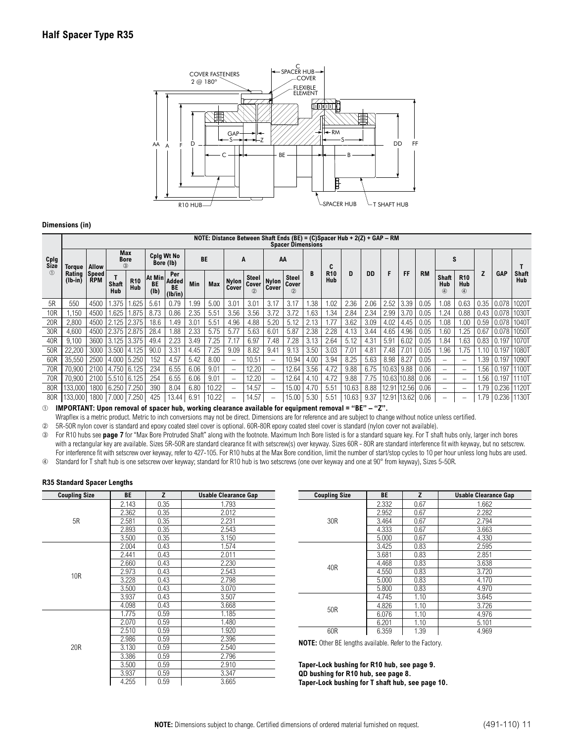## Half Spacer Type R35

**Dimensions (in)**

NOTE: Distance Between Shaft Ends (BE) = (C)Spacer Hub + 2(Z) + GAP – RM

| Cplg Size ① | Torque Rating (lb-in) | Allow Speed RPM | Max Bore ③ T Shaft Hub | Max Bore ③ R10 Hub | Cplg Wt No Bore (lb) At Min BE (lb) | Cplg Wt No Bore Per Added BE (lb/in) | BE Min | BE Max | A Nylon Cover | A Steel Cover ② | AA Nylon Cover | AA Steel Cover ② | B | C R10 Hub | D | DD | F | FF | RM | S Shaft Hub ④ | S R10 Hub ④ | Z | GAP | T Shaft Hub |
|---|---|---|---|---|---|---|---|---|---|---|---|---|---|---|---|---|---|---|---|---|---|---|---|---|
| 5R | 550 | 4500 | 1.375 | 1.625 | 5.61 | 0.79 | 1.99 | 5.00 | 3.01 | 3.01 | 3.17 | 3.17 | 1.38 | 1.02 | 2.36 | 2.06 | 2.52 | 3.39 | 0.05 | 1.08 | 0.63 | 0.35 | 0.078 | 1020T |
| 10R | 1,150 | 4500 | 1.625 | 1.875 | 8.73 | 0.86 | 2.35 | 5.51 | 3.56 | 3.56 | 3.72 | 3.72 | 1.63 | 1.34 | 2.84 | 2.34 | 2.99 | 3.70 | 0.05 | 1.24 | 0.88 | 0.43 | 0.078 | 1030T |
| 20R | 2,800 | 4500 | 2.125 | 2.375 | 18.6 | 1.49 | 3.01 | 5.51 | 4.96 | 4.88 | 5.20 | 5.12 | 2.13 | 1.77 | 3.62 | 3.09 | 4.02 | 4.45 | 0.05 | 1.08 | 1.00 | 0.59 | 0.078 | 1040T |
| 30R | 4,600 | 4500 | 2.375 | 2.875 | 28.4 | 1.88 | 2.33 | 5.75 | 5.77 | 5.63 | 6.01 | 5.87 | 2.38 | 2.28 | 4.13 | 3.44 | 4.65 | 4.96 | 0.05 | 1.60 | 1.25 | 0.67 | 0.078 | 1050T |
| 40R | 9,100 | 3600 | 3.125 | 3.375 | 49.4 | 2.23 | 3.49 | 7.25 | 7.17 | 6.97 | 7.48 | 7.28 | 3.13 | 2.64 | 5.12 | 4.31 | 5.91 | 6.02 | 0.05 | 1.84 | 1.63 | 0.83 | 0.197 | 1070T |
| 50R | 22,200 | 3000 | 3.500 | 4.125 | 90.0 | 3.31 | 4.45 | 7.25 | 9.09 | 8.82 | 9.41 | 9.13 | 3.50 | 3.03 | 7.01 | 4.81 | 7.48 | 7.01 | 0.05 | 1.96 | 1.75 | 1.10 | 0.197 | 1080T |
| 60R | 35,550 | 2500 | 4.000 | 5.250 | 152 | 4.57 | 5.42 | 8.00 | – | 10.51 | – | 10.94 | 4.00 | 3.94 | 8.25 | 5.63 | 8.98 | 8.27 | 0.05 | – | – | 1.39 | 0.197 | 1090T |
| 70R | 70,900 | 2100 | 4.750 | 6.125 | 234 | 6.55 | 6.06 | 9.01 | – | 12.20 | – | 12.64 | 3.56 | 4.72 | 9.88 | 6.75 | 10.63 | 9.88 | 0.06 | – | – | 1.56 | 0.197 | 1100T |
| 70R | 70,900 | 2100 | 5.510 | 6.125 | 254 | 6.55 | 6.06 | 9.01 | – | 12.20 | – | 12.64 | 4.10 | 4.72 | 9.88 | 7.75 | 10.63 | 10.88 | 0.06 | – | – | 1.56 | 0.197 | 1110T |
| 80R | 133,000 | 1800 | 6.250 | 7.250 | 390 | 8.04 | 6.80 | 10.22 | – | 14.57 | – | 15.00 | 4.70 | 5.51 | 10.63 | 8.88 | 12.91 | 12.56 | 0.06 | – | – | 1.79 | 0.236 | 1120T |
| 80R | 133,000 | 1800 | 7.000 | 7.250 | 425 | 13.44 | 6.91 | 10.22 | – | 14.57 | – | 15.00 | 5.30 | 5.51 | 10.63 | 9.37 | 12.91 | 13.62 | 0.06 | – | – | 1.79 | 0.236 | 1130T |

① **IMPORTANT: Upon removal of spacer hub, working clearance available for equipment removal = "BE" – "Z".**
Wrapflex is a metric product. Metric to inch conversions may not be direct. Dimensions are for reference and are subject to change without notice unless certified.

② 5R-50R nylon cover is standard and epoxy coated steel cover is optional. 60R-80R epoxy coated steel cover is standard (nylon cover not available).

③ For R10 hubs see **page 7** for "Max Bore Protruded Shaft" along with the footnote. Maximum Inch Bore listed is for a standard square key. For T shaft hubs only, larger inch bores with a rectangular key are available. Sizes 5R-50R are standard clearance fit with setscrew(s) over keyway. Sizes 60R - 80R are standard interference fit with keyway, but no setscrew. For interference fit with setscrew over keyway, refer to 427-105. For R10 hubs at the Max Bore condition, limit the number of start/stop cycles to 10 per hour unless long hubs are used.

④ Standard for T shaft hub is one setscrew over keyway; standard for R10 hub is two setscrews (one over keyway and one at 90° from keyway), Sizes 5-50R.

### R35 Standard Spacer Lengths

| Coupling Size | BE | Z | Usable Clearance Gap |
|---|---|---|---|
| 5R | 2.143 | 0.35 | 1.793 |
| | 2.362 | 0.35 | 2.012 |
| | 2.581 | 0.35 | 2.231 |
| | 2.893 | 0.35 | 2.543 |
| | 3.500 | 0.35 | 3.150 |
| 10R | 2.004 | 0.43 | 1.574 |
| | 2.441 | 0.43 | 2.011 |
| | 2.660 | 0.43 | 2.230 |
| | 2.973 | 0.43 | 2.543 |
| | 3.228 | 0.43 | 2.798 |
| | 3.500 | 0.43 | 3.070 |
| | 3.937 | 0.43 | 3.507 |
| | 4.098 | 0.43 | 3.668 |
| 20R | 1.775 | 0.59 | 1.185 |
| | 2.070 | 0.59 | 1.480 |
| | 2.510 | 0.59 | 1.920 |
| | 2.986 | 0.59 | 2.396 |
| | 3.130 | 0.59 | 2.540 |
| | 3.386 | 0.59 | 2.796 |
| | 3.500 | 0.59 | 2.910 |
| | 3.937 | 0.59 | 3.347 |
| | 4.255 | 0.59 | 3.665 |

| Coupling Size | BE | Z | Usable Clearance Gap |
|---|---|---|---|
| 30R | 2.332 | 0.67 | 1.662 |
| | 2.952 | 0.67 | 2.282 |
| | 3.464 | 0.67 | 2.794 |
| | 4.333 | 0.67 | 3.663 |
| | 5.000 | 0.67 | 4.330 |
| 40R | 3.425 | 0.83 | 2.595 |
| | 3.681 | 0.83 | 2.851 |
| | 4.468 | 0.83 | 3.638 |
| | 4.550 | 0.83 | 3.720 |
| | 5.000 | 0.83 | 4.170 |
| | 5.800 | 0.83 | 4.970 |
| 50R | 4.745 | 1.10 | 3.645 |
| | 4.826 | 1.10 | 3.726 |
| | 6.076 | 1.10 | 4.976 |
| | 6.201 | 1.10 | 5.101 |
| 60R | 6.359 | 1.39 | 4.969 |

**NOTE:** Other BE lengths available. Refer to the Factory.

**Taper-Lock bushing for R10 hub, see page 9.**
**QD bushing for R10 hub, see page 8.**
**Taper-Lock bushing for T shaft hub, see page 10.**

**NOTE:** Dimensions subject to change. Certified dimensions of ordered material furnished on request.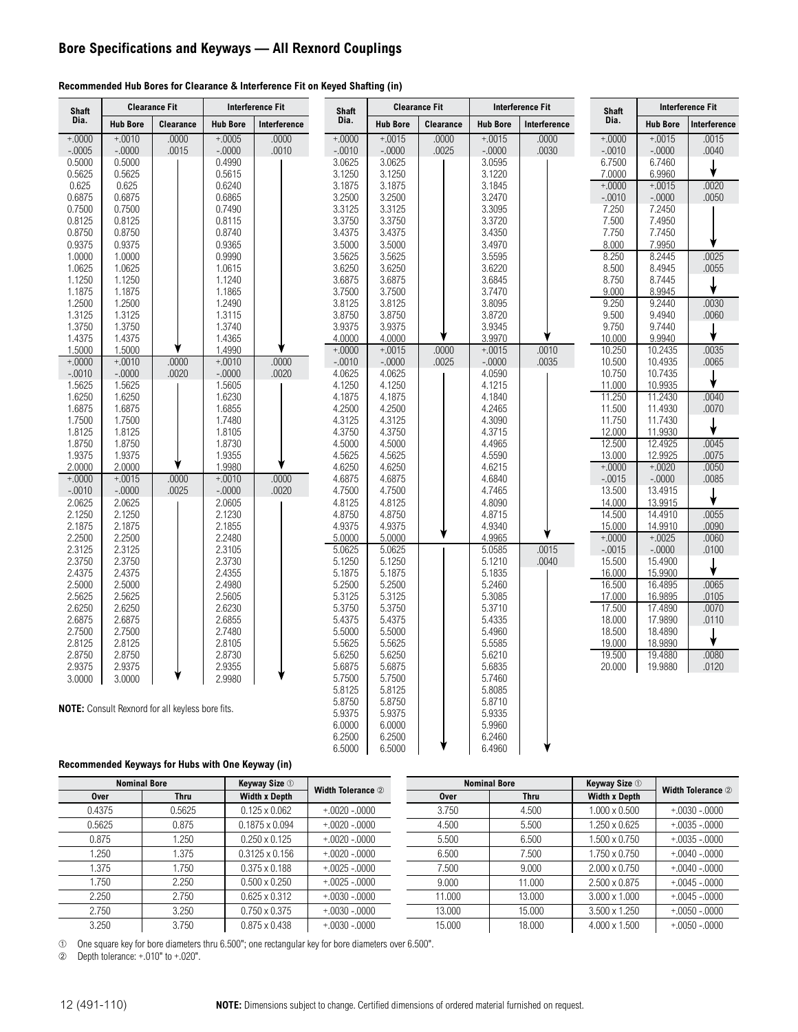# Bore Specifications and Keyways — All Rexnord Couplings

**Recommended Hub Bores for Clearance & Interference Fit on Keyed Shafting (in)**

| Shaft Dia. | Clearance Fit | | Interference Fit | |
|---|---|---|---|---|
| | Hub Bore | Clearance | Hub Bore | Interference |
| +.0000 | +.0010 | .0000 | +.0005 | .0000 |
| -.0005 | -.0000 | .0015 | -.0000 | .0010 |
| 0.5000 | 0.5000 | | 0.4990 | |
| 0.5625 | 0.5625 | | 0.5615 | |
| 0.625 | 0.625 | | 0.6240 | |
| 0.6875 | 0.6875 | | 0.6865 | |
| 0.7500 | 0.7500 | | 0.7490 | |
| 0.8125 | 0.8125 | | 0.8115 | |
| 0.8750 | 0.8750 | | 0.8740 | |
| 0.9375 | 0.9375 | | 0.9365 | |
| 1.0000 | 1.0000 | | 0.9990 | |
| 1.0625 | 1.0625 | | 1.0615 | |
| 1.1250 | 1.1250 | | 1.1240 | |
| 1.1875 | 1.1875 | | 1.1865 | |
| 1.2500 | 1.2500 | | 1.2490 | |
| 1.3125 | 1.3125 | | 1.3115 | |
| 1.3750 | 1.3750 | | 1.3740 | |
| 1.4375 | 1.4375 | | 1.4365 | |
| 1.5000 | 1.5000 | | 1.4990 | |
| +.0000 | +.0010 | .0000 | +.0010 | .0000 |
| -.0010 | -.0000 | .0020 | -.0000 | .0020 |
| 1.5625 | 1.5625 | | 1.5605 | |
| 1.6250 | 1.6250 | | 1.6230 | |
| 1.6875 | 1.6875 | | 1.6855 | |
| 1.7500 | 1.7500 | | 1.7480 | |
| 1.8125 | 1.8125 | | 1.8105 | |
| 1.8750 | 1.8750 | | 1.8730 | |
| 1.9375 | 1.9375 | | 1.9355 | |
| 2.0000 | 2.0000 | | 1.9980 | |
| +.0000 | +.0015 | .0000 | +.0010 | .0000 |
| -.0010 | -.0000 | .0025 | -.0000 | .0020 |
| 2.0625 | 2.0625 | | 2.0605 | |
| 2.1250 | 2.1250 | | 2.1230 | |
| 2.1875 | 2.1875 | | 2.1855 | |
| 2.2500 | 2.2500 | | 2.2480 | |
| 2.3125 | 2.3125 | | 2.3105 | |
| 2.3750 | 2.3750 | | 2.3730 | |
| 2.4375 | 2.4375 | | 2.4355 | |
| 2.5000 | 2.5000 | | 2.4980 | |
| 2.5625 | 2.5625 | | 2.5605 | |
| 2.6250 | 2.6250 | | 2.6230 | |
| 2.6875 | 2.6875 | | 2.6855 | |
| 2.7500 | 2.7500 | | 2.7480 | |
| 2.8125 | 2.8125 | | 2.8105 | |
| 2.8750 | 2.8750 | | 2.8730 | |
| 2.9375 | 2.9375 | | 2.9355 | |
| 3.0000 | 3.0000 | | 2.9980 | |

| Shaft Dia. | Clearance Fit | | Interference Fit | |
|---|---|---|---|---|
| | Hub Bore | Clearance | Hub Bore | Interference |
| +.0000 | +.0015 | .0000 | +.0015 | .0000 |
| -.0010 | -.0000 | .0025 | -.0000 | .0030 |
| 3.0625 | 3.0625 | | 3.0595 | |
| 3.1250 | 3.1250 | | 3.1220 | |
| 3.1875 | 3.1875 | | 3.1845 | |
| 3.2500 | 3.2500 | | 3.2470 | |
| 3.3125 | 3.3125 | | 3.3095 | |
| 3.3750 | 3.3750 | | 3.3720 | |
| 3.4375 | 3.4375 | | 3.4350 | |
| 3.5000 | 3.5000 | | 3.4970 | |
| 3.5625 | 3.5625 | | 3.5595 | |
| 3.6250 | 3.6250 | | 3.6220 | |
| 3.6875 | 3.6875 | | 3.6845 | |
| 3.7500 | 3.7500 | | 3.7470 | |
| 3.8125 | 3.8125 | | 3.8095 | |
| 3.8750 | 3.8750 | | 3.8720 | |
| 3.9375 | 3.9375 | | 3.9345 | |
| 4.0000 | 4.0000 | | 3.9970 | |
| +.0000 | +.0015 | .0000 | +.0015 | .0010 |
| -.0010 | -.0000 | .0025 | -.0000 | .0035 |
| 4.0625 | 4.0625 | | 4.0590 | |
| 4.1250 | 4.1250 | | 4.1215 | |
| 4.1875 | 4.1875 | | 4.1840 | |
| 4.2500 | 4.2500 | | 4.2465 | |
| 4.3125 | 4.3125 | | 4.3090 | |
| 4.3750 | 4.3750 | | 4.3715 | |
| 4.5000 | 4.5000 | | 4.4965 | |
| 4.5625 | 4.5625 | | 4.5590 | |
| 4.6250 | 4.6250 | | 4.6215 | |
| 4.6875 | 4.6875 | | 4.6840 | |
| 4.7500 | 4.7500 | | 4.7465 | |
| 4.8125 | 4.8125 | | 4.8090 | |
| 4.8750 | 4.8750 | | 4.8715 | |
| 4.9375 | 4.9375 | | 4.9340 | |
| 5.0000 | 5.0000 | | 4.9965 | |
| 5.0625 | 5.0625 | | 5.0585 | .0015 |
| 5.1250 | 5.1250 | | 5.1210 | .0040 |
| 5.1875 | 5.1875 | | 5.1835 | |
| 5.2500 | 5.2500 | | 5.2460 | |
| 5.3125 | 5.3125 | | 5.3085 | |
| 5.3750 | 5.3750 | | 5.3710 | |
| 5.4375 | 5.4375 | | 5.4335 | |
| 5.5000 | 5.5000 | | 5.4960 | |
| 5.5625 | 5.5625 | | 5.5585 | |
| 5.6250 | 5.6250 | | 5.6210 | |
| 5.6875 | 5.6875 | | 5.6835 | |
| 5.7500 | 5.7500 | | 5.7460 | |
| 5.8125 | 5.8125 | | 5.8085 | |
| 5.8750 | 5.8750 | | 5.8710 | |
| 5.9375 | 5.9375 | | 5.9335 | |
| 6.0000 | 6.0000 | | 5.9960 | |
| 6.2500 | 6.2500 | | 6.2460 | |
| 6.5000 | 6.5000 | | 6.4960 | |

| Shaft Dia. | Interference Fit | |
|---|---|---|
| | Hub Bore | Interference |
| +.0000 | +.0015 | .0015 |
| -.0010 | -.0000 | .0040 |
| 6.7500 | 6.7460 | |
| 7.0000 | 6.9960 | |
| +.0000 | +.0015 | .0020 |
| -.0010 | -.0000 | .0050 |
| 7.250 | 7.2450 | |
| 7.500 | 7.4950 | |
| 7.750 | 7.7450 | |
| 8.000 | 7.9950 | |
| 8.250 | 8.2445 | .0025 |
| 8.500 | 8.4945 | .0055 |
| 8.750 | 8.7445 | |
| 9.000 | 8.9945 | |
| 9.250 | 9.2440 | .0030 |
| 9.500 | 9.4940 | .0060 |
| 9.750 | 9.7440 | |
| 10.000 | 9.9940 | |
| 10.250 | 10.2435 | .0035 |
| 10.500 | 10.4935 | .0065 |
| 10.750 | 10.7435 | |
| 11.000 | 10.9935 | |
| 11.250 | 11.2430 | .0040 |
| 11.500 | 11.4930 | .0070 |
| 11.750 | 11.7430 | |
| 12.000 | 11.9930 | |
| 12.500 | 12.4925 | .0045 |
| 13.000 | 12.9925 | .0075 |
| +.0000 | +.0020 | .0050 |
| -.0015 | -.0000 | .0085 |
| 13.500 | 13.4915 | |
| 14.000 | 13.9915 | |
| 14.500 | 14.4910 | .0055 |
| 15.000 | 14.9910 | .0090 |
| +.0000 | +.0025 | .0060 |
| -.0015 | -.0000 | .0100 |
| 15.500 | 15.4900 | |
| 16.000 | 15.9900 | |
| 16.500 | 16.4895 | .0065 |
| 17.000 | 16.9895 | .0105 |
| 17.500 | 17.4890 | .0070 |
| 18.000 | 17.9890 | .0110 |
| 18.500 | 18.4890 | |
| 19.000 | 18.9890 | |
| 19.500 | 19.4880 | .0080 |
| 20.000 | 19.9880 | .0120 |

**NOTE:** Consult Rexnord for all keyless bore fits.

**Recommended Keyways for Hubs with One Keyway (in)**

| Nominal Bore | | Keyway Size ① | Width Tolerance ② |
|---|---|---|---|
| Over | Thru | Width x Depth | |
| 0.4375 | 0.5625 | 0.125 x 0.062 | +.0020 -.0000 |
| 0.5625 | 0.875 | 0.1875 x 0.094 | +.0020 -.0000 |
| 0.875 | 1.250 | 0.250 x 0.125 | +.0020 -.0000 |
| 1.250 | 1.375 | 0.3125 x 0.156 | +.0020 -.0000 |
| 1.375 | 1.750 | 0.375 x 0.188 | +.0025 -.0000 |
| 1.750 | 2.250 | 0.500 x 0.250 | +.0025 -.0000 |
| 2.250 | 2.750 | 0.625 x 0.312 | +.0030 -.0000 |
| 2.750 | 3.250 | 0.750 x 0.375 | +.0030 -.0000 |
| 3.250 | 3.750 | 0.875 x 0.438 | +.0030 -.0000 |
| 3.750 | 4.500 | 1.000 x 0.500 | +.0030 -.0000 |
| 4.500 | 5.500 | 1.250 x 0.625 | +.0035 -.0000 |
| 5.500 | 6.500 | 1.500 x 0.750 | +.0035 -.0000 |
| 6.500 | 7.500 | 1.750 x 0.750 | +.0040 -.0000 |
| 7.500 | 9.000 | 2.000 x 0.750 | +.0040 -.0000 |
| 9.000 | 11.000 | 2.500 x 0.875 | +.0045 -.0000 |
| 11.000 | 13.000 | 3.000 x 1.000 | +.0045 -.0000 |
| 13.000 | 15.000 | 3.500 x 1.250 | +.0050 -.0000 |
| 15.000 | 18.000 | 4.000 x 1.500 | +.0050 -.0000 |

① One square key for bore diameters thru 6.500"; one rectangular key for bore diameters over 6.500".
② Depth tolerance: +.010" to +.020".

**NOTE:** Dimensions subject to change. Certified dimensions of ordered material furnished on request.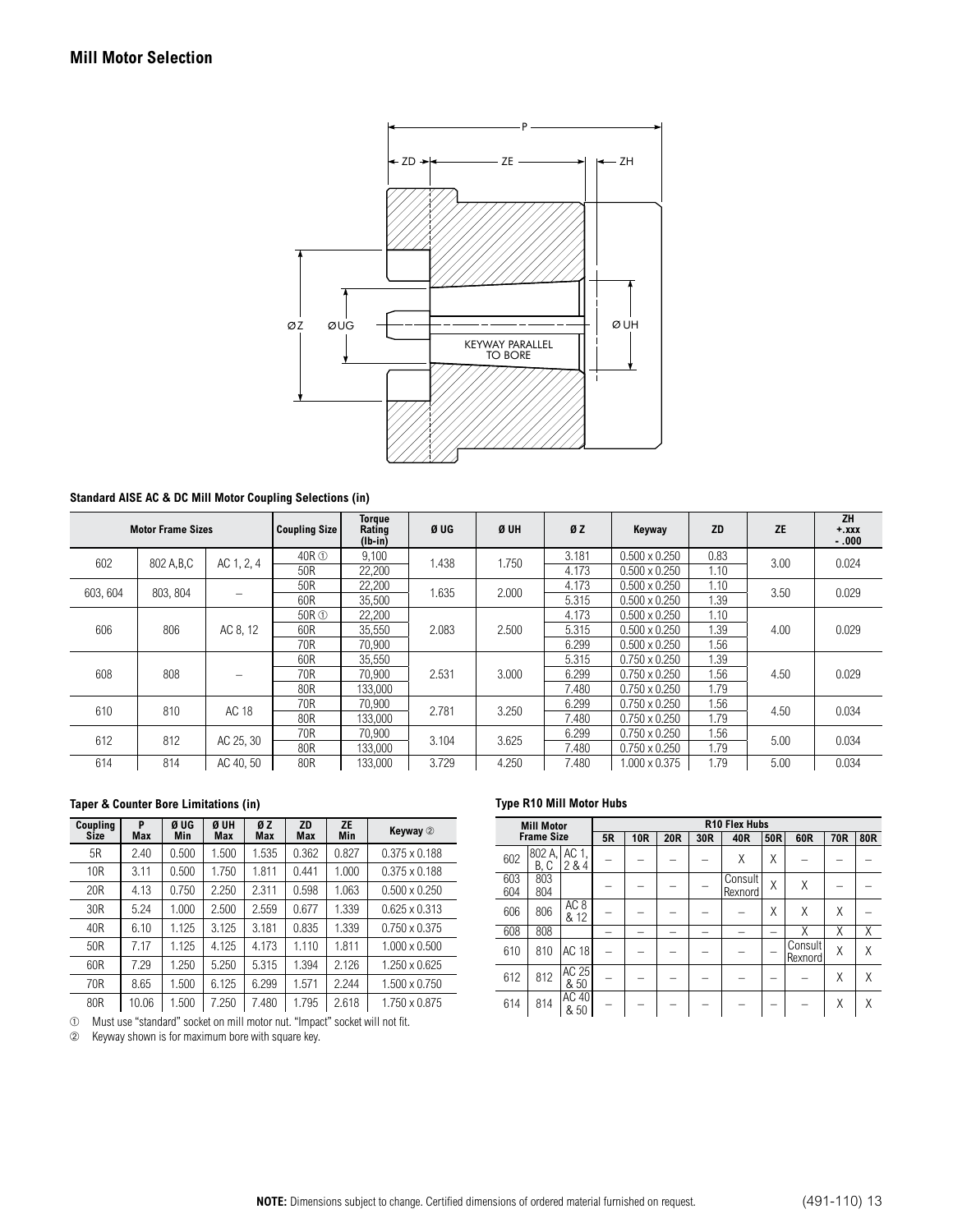## Mill Motor Selection

P

ZD ZE ZH

ØZ ØUG Ø UH

KEYWAY PARALLEL TO BORE

**Standard AISE AC & DC Mill Motor Coupling Selections (in)**

| Motor Frame Sizes | | | Coupling Size | Torque Rating (lb-in) | Ø UG | Ø UH | Ø Z | Keyway | ZD | ZE | ZH +.xxx -.000 |
|---|---|---|---|---|---|---|---|---|---|---|---|
| 602 | 802 A,B,C | AC 1, 2, 4 | 40R ① | 9,100 | 1.438 | 1.750 | 3.181 | 0.500 x 0.250 | 0.83 | 3.00 | 0.024 |
| | | | 50R | 22,200 | | | 4.173 | 0.500 x 0.250 | 1.10 | | |
| 603, 604 | 803, 804 | – | 50R | 22,200 | 1.635 | 2.000 | 4.173 | 0.500 x 0.250 | 1.10 | 3.50 | 0.029 |
| | | | 60R | 35,500 | | | 5.315 | 0.500 x 0.250 | 1.39 | | |
| 606 | 806 | AC 8, 12 | 50R ① | 22,200 | 2.083 | 2.500 | 4.173 | 0.500 x 0.250 | 1.10 | 4.00 | 0.029 |
| | | | 60R | 35,550 | | | 5.315 | 0.500 x 0.250 | 1.39 | | |
| | | | 70R | 70,900 | | | 6.299 | 0.500 x 0.250 | 1.56 | | |
| 608 | 808 | – | 60R | 35,550 | 2.531 | 3.000 | 5.315 | 0.750 x 0.250 | 1.39 | 4.50 | 0.029 |
| | | | 70R | 70,900 | | | 6.299 | 0.750 x 0.250 | 1.56 | | |
| | | | 80R | 133,000 | | | 7.480 | 0.750 x 0.250 | 1.79 | | |
| 610 | 810 | AC 18 | 70R | 70,900 | 2.781 | 3.250 | 6.299 | 0.750 x 0.250 | 1.56 | 4.50 | 0.034 |
| | | | 80R | 133,000 | | | 7.480 | 0.750 x 0.250 | 1.79 | | |
| 612 | 812 | AC 25, 30 | 70R | 70,900 | 3.104 | 3.625 | 6.299 | 0.750 x 0.250 | 1.56 | 5.00 | 0.034 |
| | | | 80R | 133,000 | | | 7.480 | 0.750 x 0.250 | 1.79 | | |
| 614 | 814 | AC 40, 50 | 80R | 133,000 | 3.729 | 4.250 | 7.480 | 1.000 x 0.375 | 1.79 | 5.00 | 0.034 |

**Taper & Counter Bore Limitations (in)**

| Coupling Size | P Max | Ø UG Min | Ø UH Max | Ø Z Max | ZD Max | ZE Min | Keyway ② |
|---|---|---|---|---|---|---|---|
| 5R | 2.40 | 0.500 | 1.500 | 1.535 | 0.362 | 0.827 | 0.375 x 0.188 |
| 10R | 3.11 | 0.500 | 1.750 | 1.811 | 0.441 | 1.000 | 0.375 x 0.188 |
| 20R | 4.13 | 0.750 | 2.250 | 2.311 | 0.598 | 1.063 | 0.500 x 0.250 |
| 30R | 5.24 | 1.000 | 2.500 | 2.559 | 0.677 | 1.339 | 0.625 x 0.313 |
| 40R | 6.10 | 1.125 | 3.125 | 3.181 | 0.835 | 1.339 | 0.750 x 0.375 |
| 50R | 7.17 | 1.125 | 4.125 | 4.173 | 1.110 | 1.811 | 1.000 x 0.500 |
| 60R | 7.29 | 1.250 | 5.250 | 5.315 | 1.394 | 2.126 | 1.250 x 0.625 |
| 70R | 8.65 | 1.500 | 6.125 | 6.299 | 1.571 | 2.244 | 1.500 x 0.750 |
| 80R | 10.06 | 1.500 | 7.250 | 7.480 | 1.795 | 2.618 | 1.750 x 0.875 |

① Must use "standard" socket on mill motor nut. "Impact" socket will not fit.

② Keyway shown is for maximum bore with square key.

**Type R10 Mill Motor Hubs**

| Mill Motor Frame Size | | | R10 Flex Hubs | | | | | | | | |
|---|---|---|---|---|---|---|---|---|---|---|---|
| | | | 5R | 10R | 20R | 30R | 40R | 50R | 60R | 70R | 80R |
| 602 | 802 A, B, C | AC 1, 2 & 4 | – | – | – | – | X | X | – | – | – |
| 603 604 | 803 804 | | – | – | – | – | Consult Rexnord | X | X | – | – |
| 606 | 806 | AC 8 & 12 | – | – | – | – | – | X | X | X | – |
| 608 | 808 | | – | – | – | – | – | – | X | X | X |
| 610 | 810 | AC 18 | – | – | – | – | – | – | Consult Rexnord | X | X |
| 612 | 812 | AC 25 & 50 | – | – | – | – | – | – | – | X | X |
| 614 | 814 | AC 40 & 50 | – | – | – | – | – | – | – | X | X |

**NOTE:** Dimensions subject to change. Certified dimensions of ordered material furnished on request.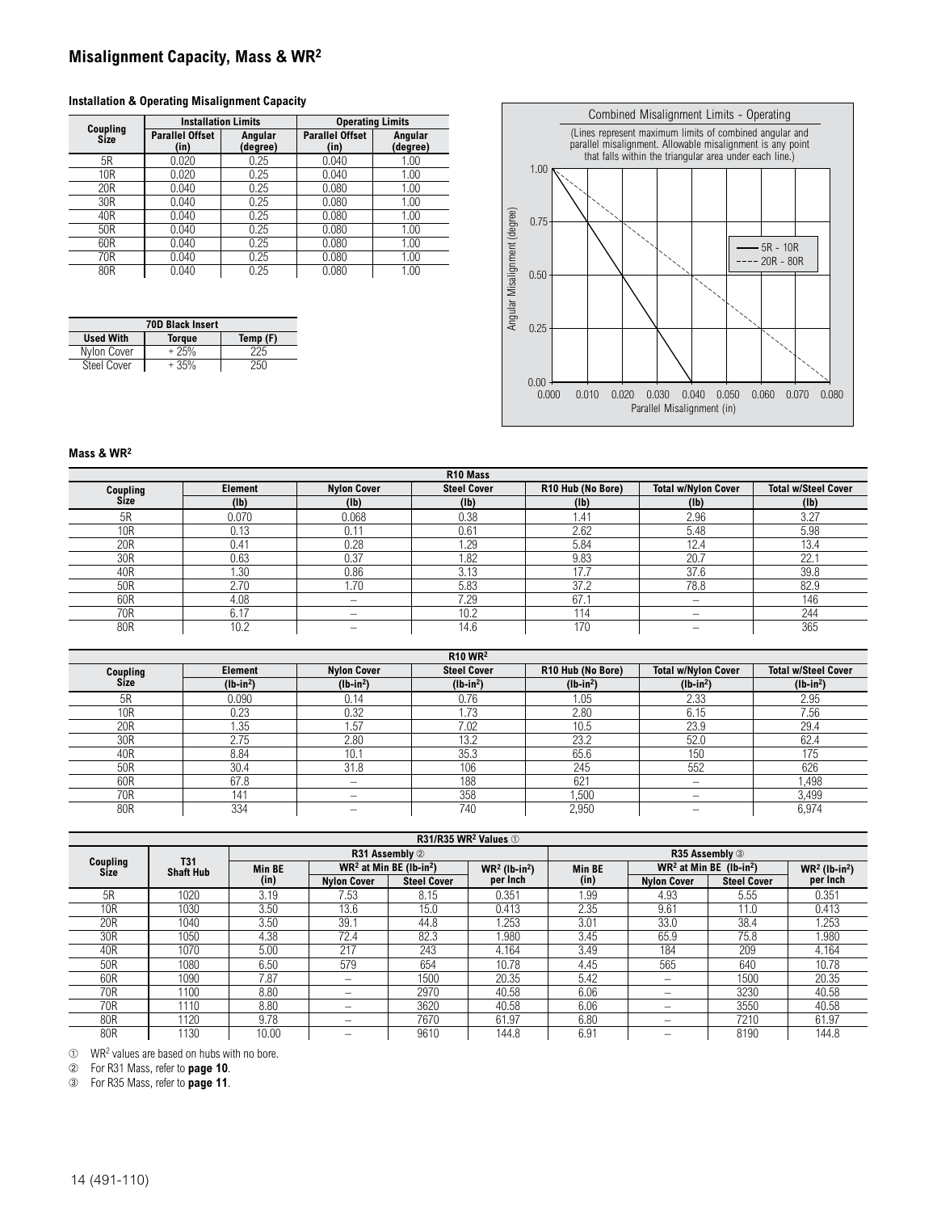## Misalignment Capacity, Mass & $WR^2$

### Installation & Operating Misalignment Capacity

| Coupling Size | Installation Limits | | Operating Limits | |
|---|---|---|---|---|
| | Parallel Offset (in) | Angular (degree) | Parallel Offset (in) | Angular (degree) |
| 5R | 0.020 | 0.25 | 0.040 | 1.00 |
| 10R | 0.020 | 0.25 | 0.040 | 1.00 |
| 20R | 0.040 | 0.25 | 0.080 | 1.00 |
| 30R | 0.040 | 0.25 | 0.080 | 1.00 |
| 40R | 0.040 | 0.25 | 0.080 | 1.00 |
| 50R | 0.040 | 0.25 | 0.080 | 1.00 |
| 60R | 0.040 | 0.25 | 0.080 | 1.00 |
| 70R | 0.040 | 0.25 | 0.080 | 1.00 |
| 80R | 0.040 | 0.25 | 0.080 | 1.00 |

| 70D Black Insert | | |
|---|---|---|
| Used With | Torque | Temp (F) |
| Nylon Cover | + 25% | 225 |
| Steel Cover | + 35% | 250 |

**Combined Misalignment Limits - Operating**

(Lines represent maximum limits of combined angular and parallel misalignment. Allowable misalignment is any point that falls within the triangular area under each line.)

Angular Misalignment (degree): 0.00, 0.25, 0.50, 0.75, 1.00

Parallel Misalignment (in): 0.000, 0.010, 0.020, 0.030, 0.040, 0.050, 0.060, 0.070, 0.080

— 5R - 10R
---- 20R - 80R

### Mass & $WR^2$

| R10 Mass | | | | | | |
|---|---|---|---|---|---|---|
| Coupling Size | Element (lb) | Nylon Cover (lb) | Steel Cover (lb) | R10 Hub (No Bore) (lb) | Total w/Nylon Cover (lb) | Total w/Steel Cover (lb) |
| 5R | 0.070 | 0.068 | 0.38 | 1.41 | 2.96 | 3.27 |
| 10R | 0.13 | 0.11 | 0.61 | 2.62 | 5.48 | 5.98 |
| 20R | 0.41 | 0.28 | 1.29 | 5.84 | 12.4 | 13.4 |
| 30R | 0.63 | 0.37 | 1.82 | 9.83 | 20.7 | 22.1 |
| 40R | 1.30 | 0.86 | 3.13 | 17.7 | 37.6 | 39.8 |
| 50R | 2.70 | 1.70 | 5.83 | 37.2 | 78.8 | 82.9 |
| 60R | 4.08 | – | 7.29 | 67.1 | – | 146 |
| 70R | 6.17 | – | 10.2 | 114 | – | 244 |
| 80R | 10.2 | – | 14.6 | 170 | – | 365 |

| R10 $WR^2$ | | | | | | |
|---|---|---|---|---|---|---|
| Coupling Size | Element ($lb\text{-}in^2$) | Nylon Cover ($lb\text{-}in^2$) | Steel Cover ($lb\text{-}in^2$) | R10 Hub (No Bore) ($lb\text{-}in^2$) | Total w/Nylon Cover ($lb\text{-}in^2$) | Total w/Steel Cover ($lb\text{-}in^2$) |
| 5R | 0.090 | 0.14 | 0.76 | 1.05 | 2.33 | 2.95 |
| 10R | 0.23 | 0.32 | 1.73 | 2.80 | 6.15 | 7.56 |
| 20R | 1.35 | 1.57 | 7.02 | 10.5 | 23.9 | 29.4 |
| 30R | 2.75 | 2.80 | 13.2 | 23.2 | 52.0 | 62.4 |
| 40R | 8.84 | 10.1 | 35.3 | 65.6 | 150 | 175 |
| 50R | 30.4 | 31.8 | 106 | 245 | 552 | 626 |
| 60R | 67.8 | – | 188 | 621 | – | 1,498 |
| 70R | 141 | – | 358 | 1,500 | – | 3,499 |
| 80R | 334 | – | 740 | 2,950 | – | 6,974 |

| R31/R35 $WR^2$ Values ① | | | | | | | | | |
|---|---|---|---|---|---|---|---|---|---|
| Coupling Size | T31 Shaft Hub | R31 Assembly ② | | | | R35 Assembly ③ | | | |
| | | Min BE (in) | $WR^2$ at Min BE ($lb\text{-}in^2$) Nylon Cover | $WR^2$ at Min BE ($lb\text{-}in^2$) Steel Cover | $WR^2$ ($lb\text{-}in^2$) per Inch | Min BE (in) | $WR^2$ at Min BE ($lb\text{-}in^2$) Nylon Cover | $WR^2$ at Min BE ($lb\text{-}in^2$) Steel Cover | $WR^2$ ($lb\text{-}in^2$) per Inch |
| 5R | 1020 | 3.19 | 7.53 | 8.15 | 0.351 | 1.99 | 4.93 | 5.55 | 0.351 |
| 10R | 1030 | 3.50 | 13.6 | 15.0 | 0.413 | 2.35 | 9.61 | 11.0 | 0.413 |
| 20R | 1040 | 3.50 | 39.1 | 44.8 | 1.253 | 3.01 | 33.0 | 38.4 | 1.253 |
| 30R | 1050 | 4.38 | 72.4 | 82.3 | 1.980 | 3.45 | 65.9 | 75.8 | 1.980 |
| 40R | 1070 | 5.00 | 217 | 243 | 4.164 | 3.49 | 184 | 209 | 4.164 |
| 50R | 1080 | 6.50 | 579 | 654 | 10.78 | 4.45 | 565 | 640 | 10.78 |
| 60R | 1090 | 7.87 | – | 1500 | 20.35 | 5.42 | – | 1500 | 20.35 |
| 70R | 1100 | 8.80 | – | 2970 | 40.58 | 6.06 | – | 3230 | 40.58 |
| 70R | 1110 | 8.80 | – | 3620 | 40.58 | 6.06 | – | 3550 | 40.58 |
| 80R | 1120 | 9.78 | – | 7670 | 61.97 | 6.80 | – | 7210 | 61.97 |
| 80R | 1130 | 10.00 | – | 9610 | 144.8 | 6.91 | – | 8190 | 144.8 |

① $WR^2$ values are based on hubs with no bore.
② For R31 Mass, refer to **page 10**.
③ For R35 Mass, refer to **page 11**.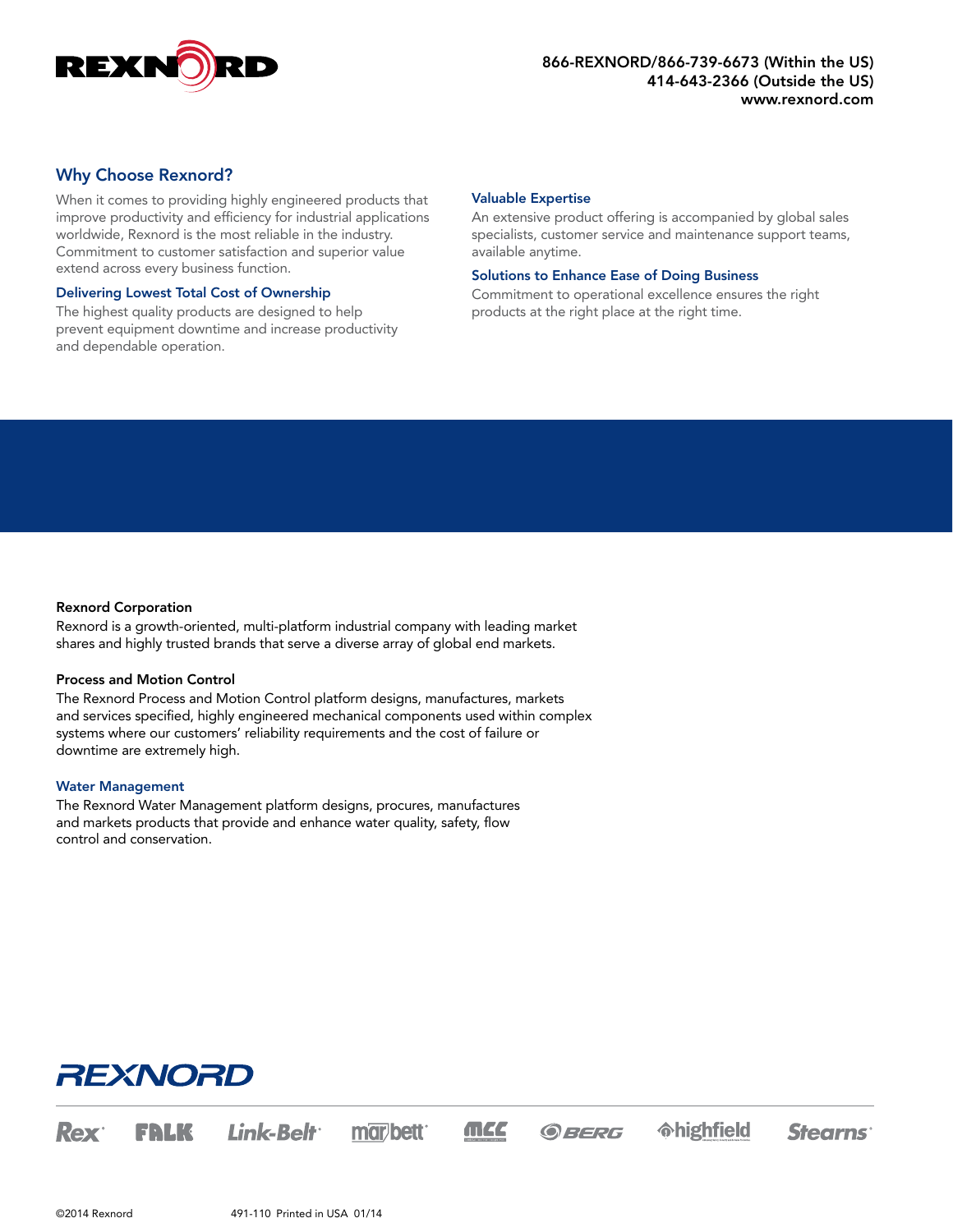866-REXNORD/866-739-6673 (Within the US)
414-643-2366 (Outside the US)
www.rexnord.com

## Why Choose Rexnord?

When it comes to providing highly engineered products that improve productivity and efficiency for industrial applications worldwide, Rexnord is the most reliable in the industry. Commitment to customer satisfaction and superior value extend across every business function.

### Delivering Lowest Total Cost of Ownership

The highest quality products are designed to help prevent equipment downtime and increase productivity and dependable operation.

### Valuable Expertise

An extensive product offering is accompanied by global sales specialists, customer service and maintenance support teams, available anytime.

### Solutions to Enhance Ease of Doing Business

Commitment to operational excellence ensures the right products at the right place at the right time.

**Rexnord Corporation**

Rexnord is a growth-oriented, multi-platform industrial company with leading market shares and highly trusted brands that serve a diverse array of global end markets.

**Process and Motion Control**

The Rexnord Process and Motion Control platform designs, manufactures, markets and services specified, highly engineered mechanical components used within complex systems where our customers' reliability requirements and the cost of failure or downtime are extremely high.

**Water Management**

The Rexnord Water Management platform designs, procures, manufactures and markets products that provide and enhance water quality, safety, flow control and conservation.

REXNORD

Rex · FALK · Link-Belt · marbett · MCC · BERG · highfield · Stearns

©2014 Rexnord 491-110 Printed in USA 01/14